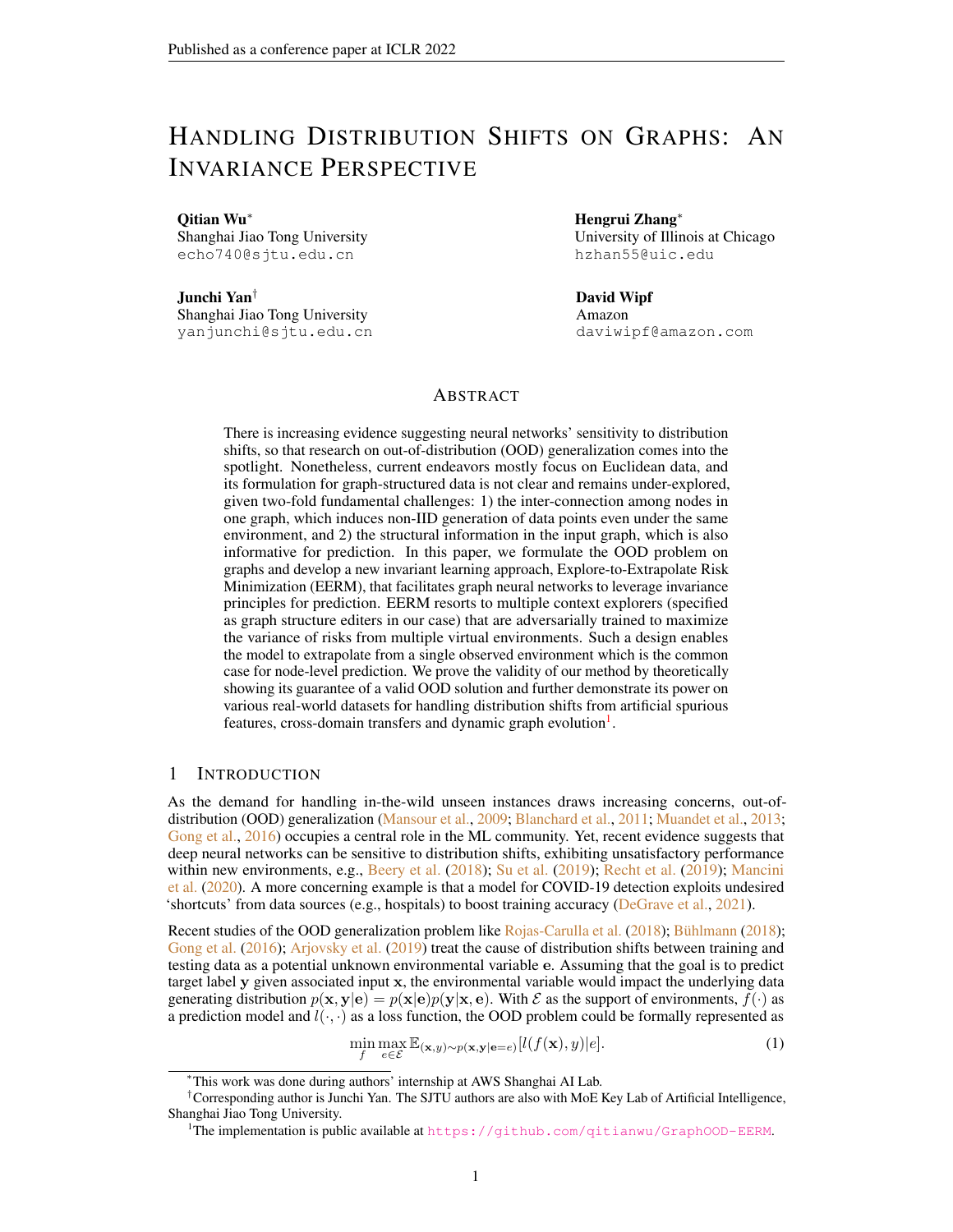# HANDLING DISTRIBUTION SHIFTS ON GRAPHS: AN INVARIANCE PERSPECTIVE

**Qitian Wu***
Shanghai Jiao Tong University
echo740@sjtu.edu.cn

**Hengrui Zhang***
University of Illinois at Chicago
hzhan55@uic.edu

**Junchi Yan†**
Shanghai Jiao Tong University
yanjunchi@sjtu.edu.cn

**David Wipf**
Amazon
daviwipf@amazon.com

## ABSTRACT

There is increasing evidence suggesting neural networks' sensitivity to distribution shifts, so that research on out-of-distribution (OOD) generalization comes into the spotlight. Nonetheless, current endeavors mostly focus on Euclidean data, and its formulation for graph-structured data is not clear and remains under-explored, given two-fold fundamental challenges: 1) the inter-connection among nodes in one graph, which induces non-IID generation of data points even under the same environment, and 2) the structural information in the input graph, which is also informative for prediction. In this paper, we formulate the OOD problem on graphs and develop a new invariant learning approach, Explore-to-Extrapolate Risk Minimization (EERM), that facilitates graph neural networks to leverage invariance principles for prediction. EERM resorts to multiple context explorers (specified as graph structure editers in our case) that are adversarially trained to maximize the variance of risks from multiple virtual environments. Such a design enables the model to extrapolate from a single observed environment which is the common case for node-level prediction. We prove the validity of our method by theoretically showing its guarantee of a valid OOD solution and further demonstrate its power on various real-world datasets for handling distribution shifts from artificial spurious features, cross-domain transfers and dynamic graph evolution[1].

## 1 INTRODUCTION

As the demand for handling in-the-wild unseen instances draws increasing concerns, out-of-distribution (OOD) generalization (Mansour et al., 2009; Blanchard et al., 2011; Muandet et al., 2013; Gong et al., 2016) occupies a central role in the ML community. Yet, recent evidence suggests that deep neural networks can be sensitive to distribution shifts, exhibiting unsatisfactory performance within new environments, e.g., Beery et al. (2018); Su et al. (2019); Recht et al. (2019); Mancini et al. (2020). A more concerning example is that a model for COVID-19 detection exploits undesired 'shortcuts' from data sources (e.g., hospitals) to boost training accuracy (DeGrave et al., 2021).

Recent studies of the OOD generalization problem like Rojas-Carulla et al. (2018); Bühlmann (2018); Gong et al. (2016); Arjovsky et al. (2019) treat the cause of distribution shifts between training and testing data as a potential unknown environmental variable $\mathbf{e}$. Assuming that the goal is to predict target label $\mathbf{y}$ given associated input $\mathbf{x}$, the environmental variable would impact the underlying data generating distribution $p(\mathbf{x}, \mathbf{y}|\mathbf{e}) = p(\mathbf{x}|\mathbf{e})p(\mathbf{y}|\mathbf{x}, \mathbf{e})$. With $\mathcal{E}$ as the support of environments, $f(\cdot)$ as a prediction model and $l(\cdot, \cdot)$ as a loss function, the OOD problem could be formally represented as

$$\min_f \max_{e \in \mathcal{E}} \mathbb{E}_{(\mathbf{x},y)\sim p(\mathbf{x},\mathbf{y}|\mathbf{e}=e)}[l(f(\mathbf{x}), y)|e]. \tag{1}$$

*This work was done during authors' internship at AWS Shanghai AI Lab.

†Corresponding author is Junchi Yan. The SJTU authors are also with MoE Key Lab of Artificial Intelligence, Shanghai Jiao Tong University.

[1] The implementation is public available at https://github.com/qitianwu/GraphOOD-EERM.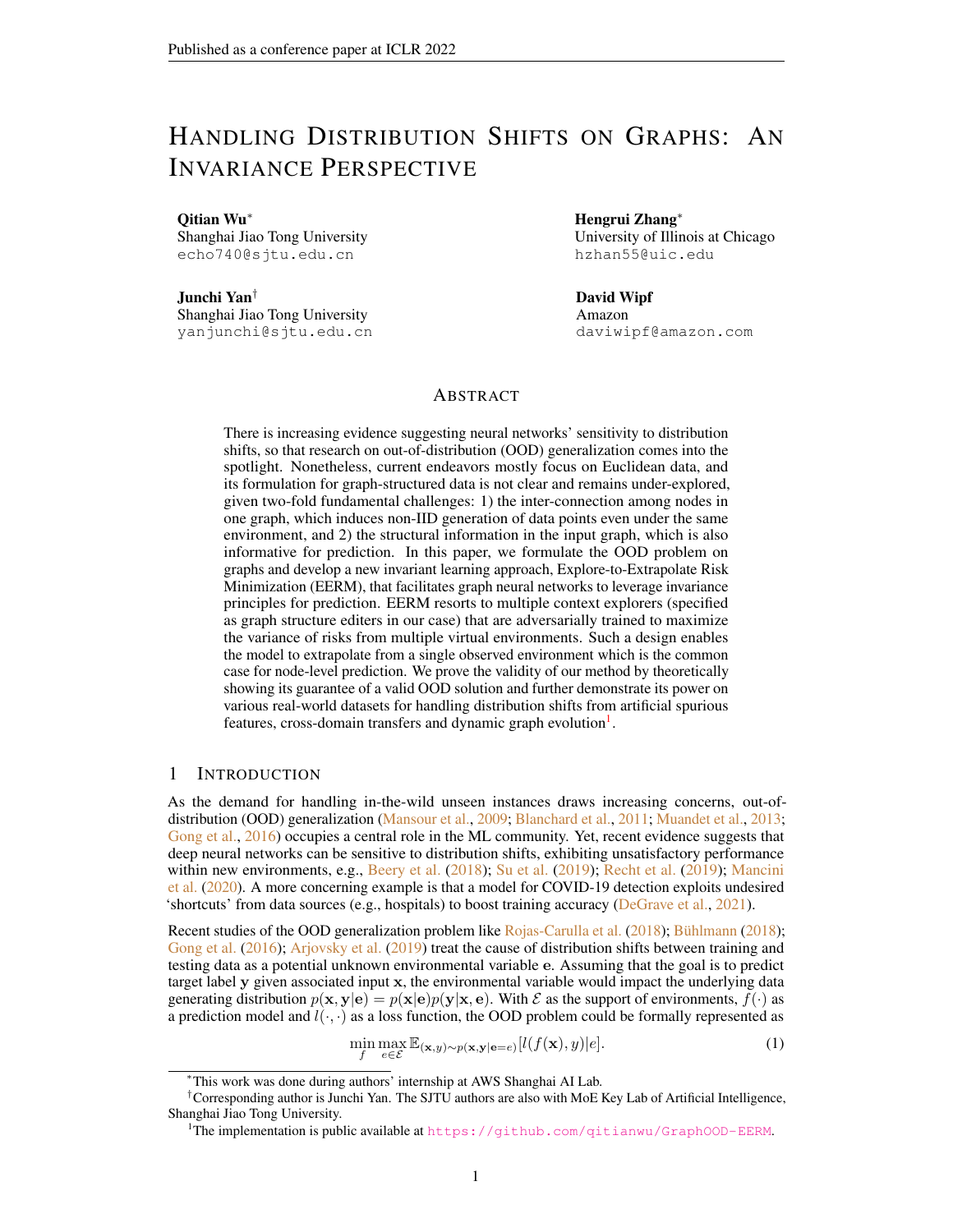# Handling Distribution Shifts on Graphs: An Invariance Perspective

**Qitian Wu**[*]
Shanghai Jiao Tong University
echo740@sjtu.edu.cn

**Hengrui Zhang**[*]
University of Illinois at Chicago
hzhan55@uic.edu

**Junchi Yan**[†]
Shanghai Jiao Tong University
yanjunchi@sjtu.edu.cn

**David Wipf**
Amazon
daviwipf@amazon.com

## Abstract

There is increasing evidence suggesting neural networks' sensitivity to distribution shifts, so that research on out-of-distribution (OOD) generalization comes into the spotlight. Nonetheless, current endeavors mostly focus on Euclidean data, and its formulation for graph-structured data is not clear and remains under-explored, given two-fold fundamental challenges: 1) the inter-connection among nodes in one graph, which induces non-IID generation of data points even under the same environment, and 2) the structural information in the input graph, which is also informative for prediction. In this paper, we formulate the OOD problem on graphs and develop a new invariant learning approach, Explore-to-Extrapolate Risk Minimization (EERM), that facilitates graph neural networks to leverage invariance principles for prediction. EERM resorts to multiple context explorers (specified as graph structure editers in our case) that are adversarially trained to maximize the variance of risks from multiple virtual environments. Such a design enables the model to extrapolate from a single observed environment which is the common case for node-level prediction. We prove the validity of our method by theoretically showing its guarantee of a valid OOD solution and further demonstrate its power on various real-world datasets for handling distribution shifts from artificial spurious features, cross-domain transfers and dynamic graph evolution[1].

## 1 Introduction

As the demand for handling in-the-wild unseen instances draws increasing concerns, out-of-distribution (OOD) generalization (Mansour et al., 2009; Blanchard et al., 2011; Muandet et al., 2013; Gong et al., 2016) occupies a central role in the ML community. Yet, recent evidence suggests that deep neural networks can be sensitive to distribution shifts, exhibiting unsatisfactory performance within new environments, e.g., Beery et al. (2018); Su et al. (2019); Recht et al. (2019); Mancini et al. (2020). A more concerning example is that a model for COVID-19 detection exploits undesired 'shortcuts' from data sources (e.g., hospitals) to boost training accuracy (DeGrave et al., 2021).

Recent studies of the OOD generalization problem like Rojas-Carulla et al. (2018); Bühlmann (2018); Gong et al. (2016); Arjovsky et al. (2019) treat the cause of distribution shifts between training and testing data as a potential unknown environmental variable $\mathbf{e}$. Assuming that the goal is to predict target label $\mathbf{y}$ given associated input $\mathbf{x}$, the environmental variable would impact the underlying data generating distribution $p(\mathbf{x}, \mathbf{y}|\mathbf{e}) = p(\mathbf{x}|\mathbf{e})p(\mathbf{y}|\mathbf{x}, \mathbf{e})$. With $\mathcal{E}$ as the support of environments, $f(\cdot)$ as a prediction model and $l(\cdot, \cdot)$ as a loss function, the OOD problem could be formally represented as

$$\min_{f} \max_{e \in \mathcal{E}} \mathbb{E}_{(\mathbf{x}, y) \sim p(\mathbf{x}, \mathbf{y}|\mathbf{e}=e)}[l(f(\mathbf{x}), y)|e]. \tag{1}$$

[*]This work was done during authors' internship at AWS Shanghai AI Lab.

[†]Corresponding author is Junchi Yan. The SJTU authors are also with MoE Key Lab of Artificial Intelligence, Shanghai Jiao Tong University.

[1]The implementation is public available at https://github.com/qitianwu/GraphOOD-EERM.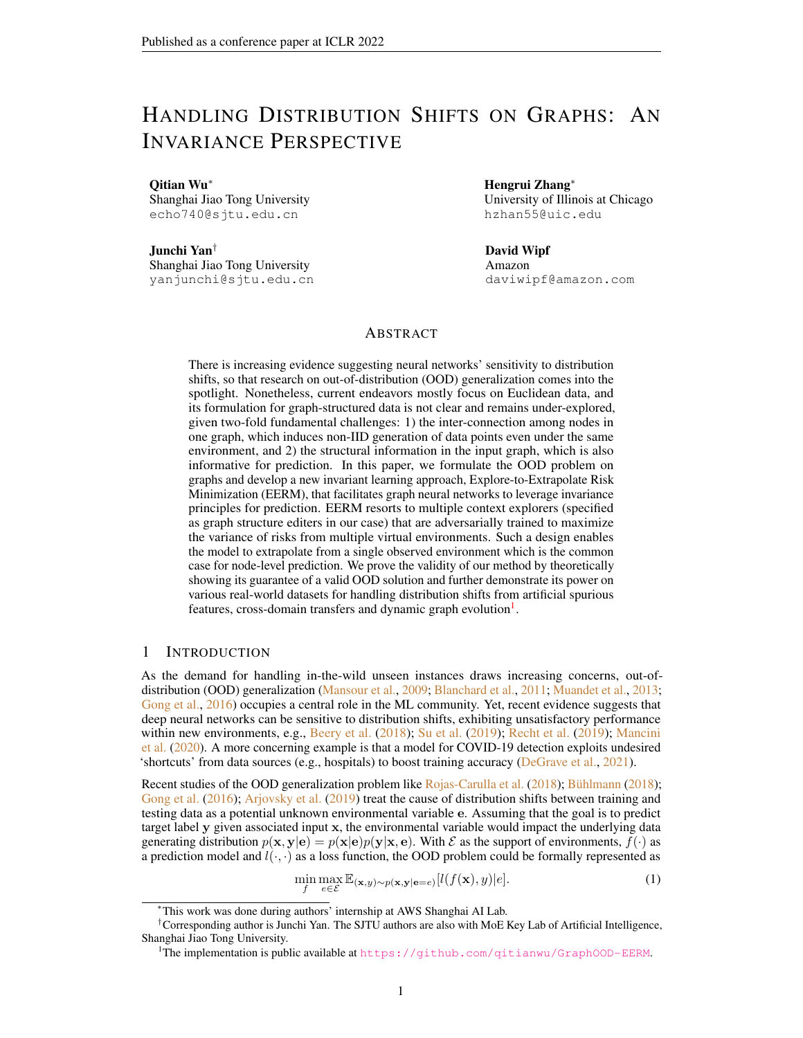# HANDLING DISTRIBUTION SHIFTS ON GRAPHS: AN INVARIANCE PERSPECTIVE

**Qitian Wu***
Shanghai Jiao Tong University
echo740@sjtu.edu.cn

**Hengrui Zhang***
University of Illinois at Chicago
hzhan55@uic.edu

**Junchi Yan**[†]
Shanghai Jiao Tong University
yanjunchi@sjtu.edu.cn

**David Wipf**
Amazon
daviwipf@amazon.com

## ABSTRACT

There is increasing evidence suggesting neural networks' sensitivity to distribution shifts, so that research on out-of-distribution (OOD) generalization comes into the spotlight. Nonetheless, current endeavors mostly focus on Euclidean data, and its formulation for graph-structured data is not clear and remains under-explored, given two-fold fundamental challenges: 1) the inter-connection among nodes in one graph, which induces non-IID generation of data points even under the same environment, and 2) the structural information in the input graph, which is also informative for prediction. In this paper, we formulate the OOD problem on graphs and develop a new invariant learning approach, Explore-to-Extrapolate Risk Minimization (EERM), that facilitates graph neural networks to leverage invariance principles for prediction. EERM resorts to multiple context explorers (specified as graph structure editers in our case) that are adversarially trained to maximize the variance of risks from multiple virtual environments. Such a design enables the model to extrapolate from a single observed environment which is the common case for node-level prediction. We prove the validity of our method by theoretically showing its guarantee of a valid OOD solution and further demonstrate its power on various real-world datasets for handling distribution shifts from artificial spurious features, cross-domain transfers and dynamic graph evolution[1].

## 1 INTRODUCTION

As the demand for handling in-the-wild unseen instances draws increasing concerns, out-of-distribution (OOD) generalization (Mansour et al., 2009; Blanchard et al., 2011; Muandet et al., 2013; Gong et al., 2016) occupies a central role in the ML community. Yet, recent evidence suggests that deep neural networks can be sensitive to distribution shifts, exhibiting unsatisfactory performance within new environments, e.g., Beery et al. (2018); Su et al. (2019); Recht et al. (2019); Mancini et al. (2020). A more concerning example is that a model for COVID-19 detection exploits undesired 'shortcuts' from data sources (e.g., hospitals) to boost training accuracy (DeGrave et al., 2021).

Recent studies of the OOD generalization problem like Rojas-Carulla et al. (2018); Bühlmann (2018); Gong et al. (2016); Arjovsky et al. (2019) treat the cause of distribution shifts between training and testing data as a potential unknown environmental variable $\mathbf{e}$. Assuming that the goal is to predict target label $\mathbf{y}$ given associated input $\mathbf{x}$, the environmental variable would impact the underlying data generating distribution $p(\mathbf{x}, \mathbf{y}|\mathbf{e}) = p(\mathbf{x}|\mathbf{e})p(\mathbf{y}|\mathbf{x}, \mathbf{e})$. With $\mathcal{E}$ as the support of environments, $f(\cdot)$ as a prediction model and $l(\cdot, \cdot)$ as a loss function, the OOD problem could be formally represented as

$$\min_{f} \max_{e \in \mathcal{E}} \mathbb{E}_{(\mathbf{x},y)\sim p(\mathbf{x},\mathbf{y}|\mathbf{e}=e)}[l(f(\mathbf{x}), y)|e]. \tag{1}$$

*This work was done during authors' internship at AWS Shanghai AI Lab.

[†]Corresponding author is Junchi Yan. The SJTU authors are also with MoE Key Lab of Artificial Intelligence, Shanghai Jiao Tong University.

[1]The implementation is public available at https://github.com/qitianwu/GraphOOD-EERM.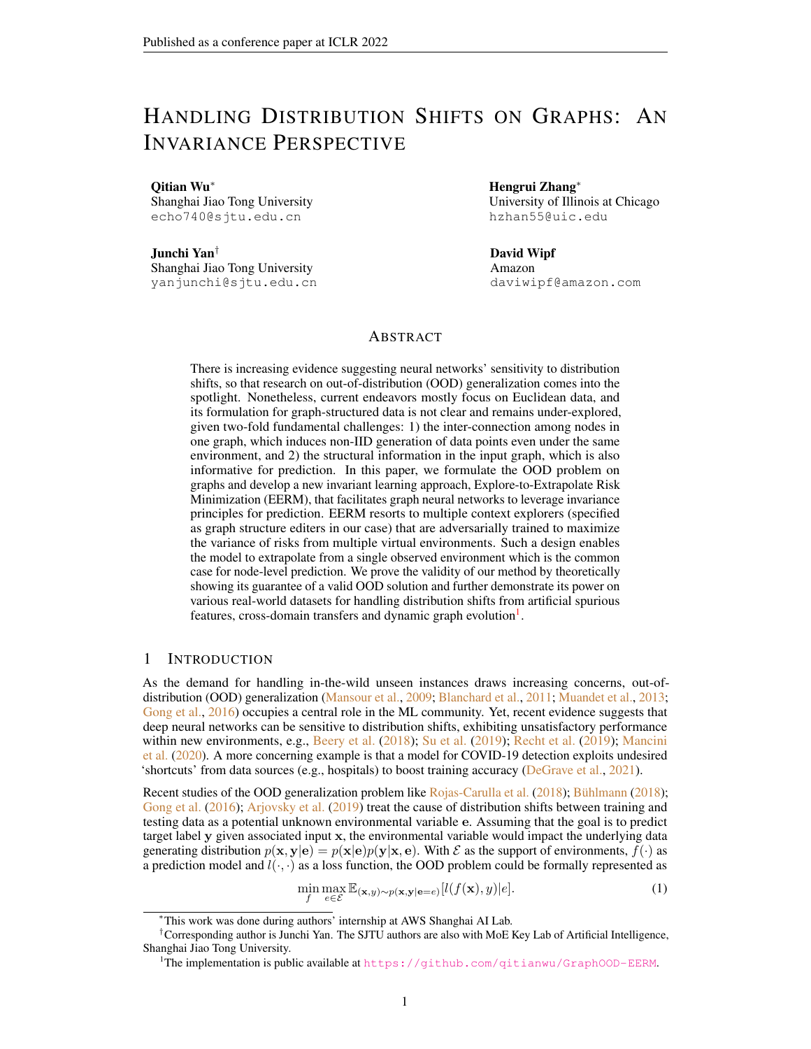# Handling Distribution Shifts on Graphs: An Invariance Perspective

**Qitian Wu***  
Shanghai Jiao Tong University  
echo740@sjtu.edu.cn

**Hengrui Zhang***  
University of Illinois at Chicago  
hzhan55@uic.edu

**Junchi Yan†**  
Shanghai Jiao Tong University  
yanjunchi@sjtu.edu.cn

**David Wipf**  
Amazon  
daviwipf@amazon.com

## Abstract

There is increasing evidence suggesting neural networks' sensitivity to distribution shifts, so that research on out-of-distribution (OOD) generalization comes into the spotlight. Nonetheless, current endeavors mostly focus on Euclidean data, and its formulation for graph-structured data is not clear and remains under-explored, given two-fold fundamental challenges: 1) the inter-connection among nodes in one graph, which induces non-IID generation of data points even under the same environment, and 2) the structural information in the input graph, which is also informative for prediction. In this paper, we formulate the OOD problem on graphs and develop a new invariant learning approach, Explore-to-Extrapolate Risk Minimization (EERM), that facilitates graph neural networks to leverage invariance principles for prediction. EERM resorts to multiple context explorers (specified as graph structure editers in our case) that are adversarially trained to maximize the variance of risks from multiple virtual environments. Such a design enables the model to extrapolate from a single observed environment which is the common case for node-level prediction. We prove the validity of our method by theoretically showing its guarantee of a valid OOD solution and further demonstrate its power on various real-world datasets for handling distribution shifts from artificial spurious features, cross-domain transfers and dynamic graph evolution[1].

## 1 Introduction

As the demand for handling in-the-wild unseen instances draws increasing concerns, out-of-distribution (OOD) generalization (Mansour et al., 2009; Blanchard et al., 2011; Muandet et al., 2013; Gong et al., 2016) occupies a central role in the ML community. Yet, recent evidence suggests that deep neural networks can be sensitive to distribution shifts, exhibiting unsatisfactory performance within new environments, e.g., Beery et al. (2018); Su et al. (2019); Recht et al. (2019); Mancini et al. (2020). A more concerning example is that a model for COVID-19 detection exploits undesired 'shortcuts' from data sources (e.g., hospitals) to boost training accuracy (DeGrave et al., 2021).

Recent studies of the OOD generalization problem like Rojas-Carulla et al. (2018); Bühlmann (2018); Gong et al. (2016); Arjovsky et al. (2019) treat the cause of distribution shifts between training and testing data as a potential unknown environmental variable $\mathbf{e}$. Assuming that the goal is to predict target label $\mathbf{y}$ given associated input $\mathbf{x}$, the environmental variable would impact the underlying data generating distribution $p(\mathbf{x}, \mathbf{y}|\mathbf{e}) = p(\mathbf{x}|\mathbf{e})p(\mathbf{y}|\mathbf{x}, \mathbf{e})$. With $\mathcal{E}$ as the support of environments, $f(\cdot)$ as a prediction model and $l(\cdot, \cdot)$ as a loss function, the OOD problem could be formally represented as

$$\min_{f} \max_{e \in \mathcal{E}} \mathbb{E}_{(\mathbf{x},y)\sim p(\mathbf{x},\mathbf{y}|\mathbf{e}=e)}[l(f(\mathbf{x}), y)|e]. \tag{1}$$

*This work was done during authors' internship at AWS Shanghai AI Lab.

†Corresponding author is Junchi Yan. The SJTU authors are also with MoE Key Lab of Artificial Intelligence, Shanghai Jiao Tong University.

[1] The implementation is public available at https://github.com/qitianwu/GraphOOD-EERM.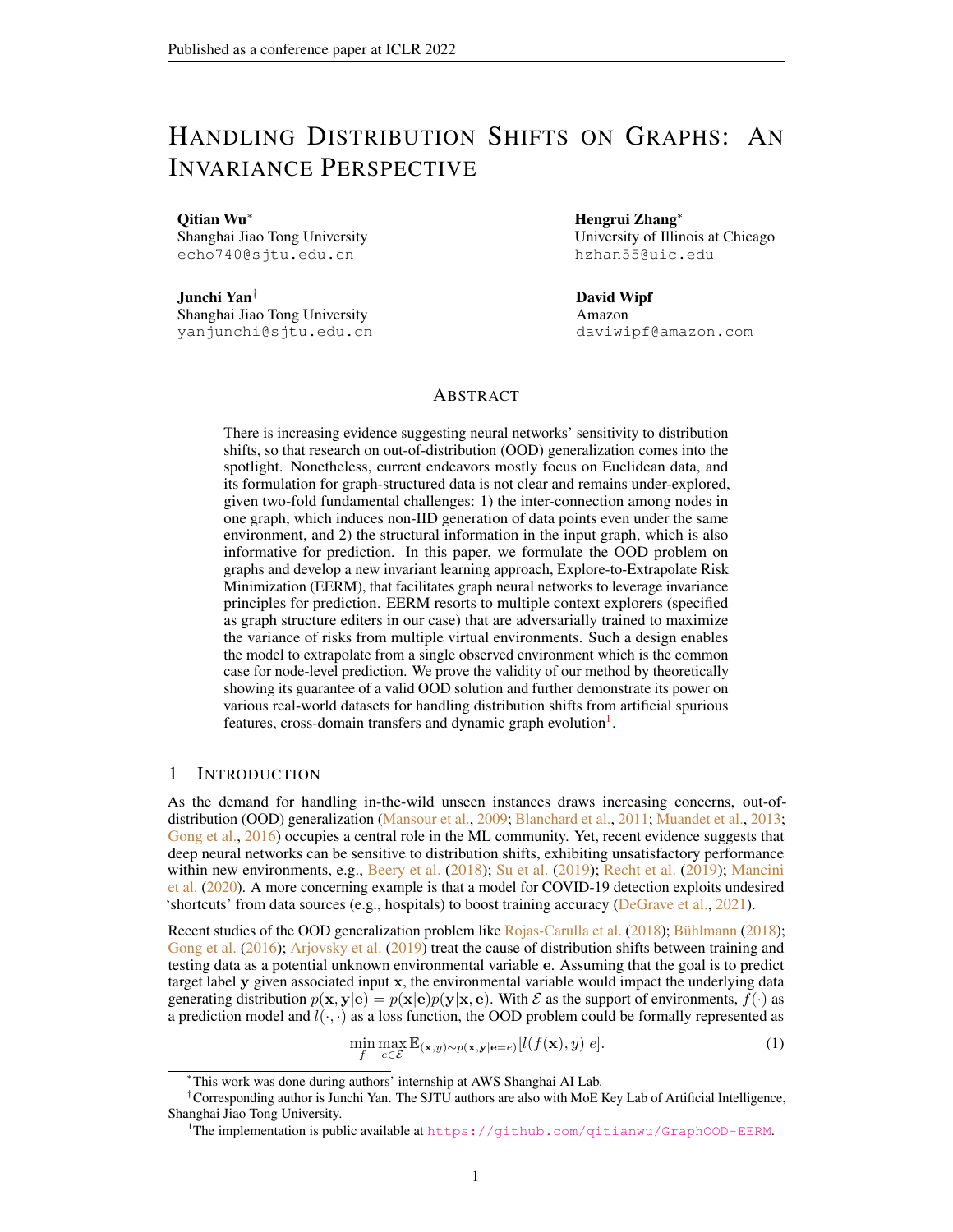# Handling Distribution Shifts on Graphs: An Invariance Perspective

**Qitian Wu**[*]
Shanghai Jiao Tong University
echo740@sjtu.edu.cn

**Hengrui Zhang**[*]
University of Illinois at Chicago
hzhan55@uic.edu

**Junchi Yan**[†]
Shanghai Jiao Tong University
yanjunchi@sjtu.edu.cn

**David Wipf**
Amazon
daviwipf@amazon.com

## Abstract

There is increasing evidence suggesting neural networks' sensitivity to distribution shifts, so that research on out-of-distribution (OOD) generalization comes into the spotlight. Nonetheless, current endeavors mostly focus on Euclidean data, and its formulation for graph-structured data is not clear and remains under-explored, given two-fold fundamental challenges: 1) the inter-connection among nodes in one graph, which induces non-IID generation of data points even under the same environment, and 2) the structural information in the input graph, which is also informative for prediction. In this paper, we formulate the OOD problem on graphs and develop a new invariant learning approach, Explore-to-Extrapolate Risk Minimization (EERM), that facilitates graph neural networks to leverage invariance principles for prediction. EERM resorts to multiple context explorers (specified as graph structure editers in our case) that are adversarially trained to maximize the variance of risks from multiple virtual environments. Such a design enables the model to extrapolate from a single observed environment which is the common case for node-level prediction. We prove the validity of our method by theoretically showing its guarantee of a valid OOD solution and further demonstrate its power on various real-world datasets for handling distribution shifts from artificial spurious features, cross-domain transfers and dynamic graph evolution[1].

## 1 Introduction

As the demand for handling in-the-wild unseen instances draws increasing concerns, out-of-distribution (OOD) generalization (Mansour et al., 2009; Blanchard et al., 2011; Muandet et al., 2013; Gong et al., 2016) occupies a central role in the ML community. Yet, recent evidence suggests that deep neural networks can be sensitive to distribution shifts, exhibiting unsatisfactory performance within new environments, e.g., Beery et al. (2018); Su et al. (2019); Recht et al. (2019); Mancini et al. (2020). A more concerning example is that a model for COVID-19 detection exploits undesired 'shortcuts' from data sources (e.g., hospitals) to boost training accuracy (DeGrave et al., 2021).

Recent studies of the OOD generalization problem like Rojas-Carulla et al. (2018); Bühlmann (2018); Gong et al. (2016); Arjovsky et al. (2019) treat the cause of distribution shifts between training and testing data as a potential unknown environmental variable $\mathbf{e}$. Assuming that the goal is to predict target label $\mathbf{y}$ given associated input $\mathbf{x}$, the environmental variable would impact the underlying data generating distribution $p(\mathbf{x}, \mathbf{y}|\mathbf{e}) = p(\mathbf{x}|\mathbf{e})p(\mathbf{y}|\mathbf{x}, \mathbf{e})$. With $\mathcal{E}$ as the support of environments, $f(\cdot)$ as a prediction model and $l(\cdot, \cdot)$ as a loss function, the OOD problem could be formally represented as

$$\min_{f} \max_{e \in \mathcal{E}} \mathbb{E}_{(\mathbf{x},y)\sim p(\mathbf{x},\mathbf{y}|\mathbf{e}=e)}[l(f(\mathbf{x}), y)|e]. \tag{1}$$

[*] This work was done during authors' internship at AWS Shanghai AI Lab.

[†] Corresponding author is Junchi Yan. The SJTU authors are also with MoE Key Lab of Artificial Intelligence, Shanghai Jiao Tong University.

[1] The implementation is public available at https://github.com/qitianwu/GraphOOD-EERM.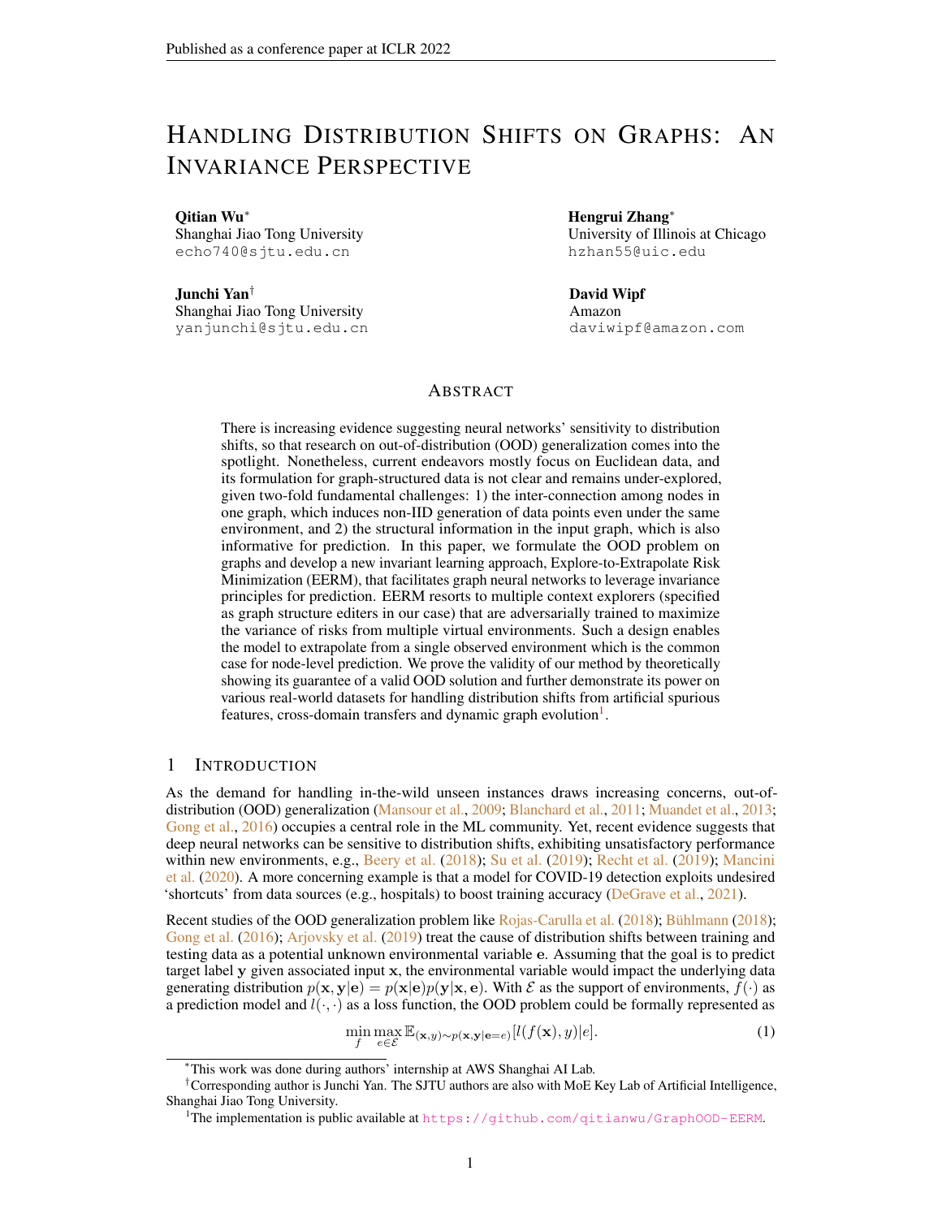# Handling Distribution Shifts on Graphs: An Invariance Perspective

**Qitian Wu***
Shanghai Jiao Tong University
echo740@sjtu.edu.cn

**Hengrui Zhang***
University of Illinois at Chicago
hzhan55@uic.edu

**Junchi Yan**†
Shanghai Jiao Tong University
yanjunchi@sjtu.edu.cn

**David Wipf**
Amazon
daviwipf@amazon.com

## Abstract

There is increasing evidence suggesting neural networks' sensitivity to distribution shifts, so that research on out-of-distribution (OOD) generalization comes into the spotlight. Nonetheless, current endeavors mostly focus on Euclidean data, and its formulation for graph-structured data is not clear and remains under-explored, given two-fold fundamental challenges: 1) the inter-connection among nodes in one graph, which induces non-IID generation of data points even under the same environment, and 2) the structural information in the input graph, which is also informative for prediction. In this paper, we formulate the OOD problem on graphs and develop a new invariant learning approach, Explore-to-Extrapolate Risk Minimization (EERM), that facilitates graph neural networks to leverage invariance principles for prediction. EERM resorts to multiple context explorers (specified as graph structure editers in our case) that are adversarially trained to maximize the variance of risks from multiple virtual environments. Such a design enables the model to extrapolate from a single observed environment which is the common case for node-level prediction. We prove the validity of our method by theoretically showing its guarantee of a valid OOD solution and further demonstrate its power on various real-world datasets for handling distribution shifts from artificial spurious features, cross-domain transfers and dynamic graph evolution[1].

## 1 Introduction

As the demand for handling in-the-wild unseen instances draws increasing concerns, out-of-distribution (OOD) generalization (Mansour et al., 2009; Blanchard et al., 2011; Muandet et al., 2013; Gong et al., 2016) occupies a central role in the ML community. Yet, recent evidence suggests that deep neural networks can be sensitive to distribution shifts, exhibiting unsatisfactory performance within new environments, e.g., Beery et al. (2018); Su et al. (2019); Recht et al. (2019); Mancini et al. (2020). A more concerning example is that a model for COVID-19 detection exploits undesired 'shortcuts' from data sources (e.g., hospitals) to boost training accuracy (DeGrave et al., 2021).

Recent studies of the OOD generalization problem like Rojas-Carulla et al. (2018); Bühlmann (2018); Gong et al. (2016); Arjovsky et al. (2019) treat the cause of distribution shifts between training and testing data as a potential unknown environmental variable $\mathbf{e}$. Assuming that the goal is to predict target label $\mathbf{y}$ given associated input $\mathbf{x}$, the environmental variable would impact the underlying data generating distribution $p(\mathbf{x}, \mathbf{y}|\mathbf{e}) = p(\mathbf{x}|\mathbf{e})p(\mathbf{y}|\mathbf{x}, \mathbf{e})$. With $\mathcal{E}$ as the support of environments, $f(\cdot)$ as a prediction model and $l(\cdot, \cdot)$ as a loss function, the OOD problem could be formally represented as

$$\min_{f} \max_{e \in \mathcal{E}} \mathbb{E}_{(\mathbf{x}, y) \sim p(\mathbf{x}, \mathbf{y}|\mathbf{e}=e)}[l(f(\mathbf{x}), y)|e]. \tag{1}$$

*This work was done during authors' internship at AWS Shanghai AI Lab.

†Corresponding author is Junchi Yan. The SJTU authors are also with MoE Key Lab of Artificial Intelligence, Shanghai Jiao Tong University.

[1]The implementation is public available at https://github.com/qitianwu/GraphOOD-EERM.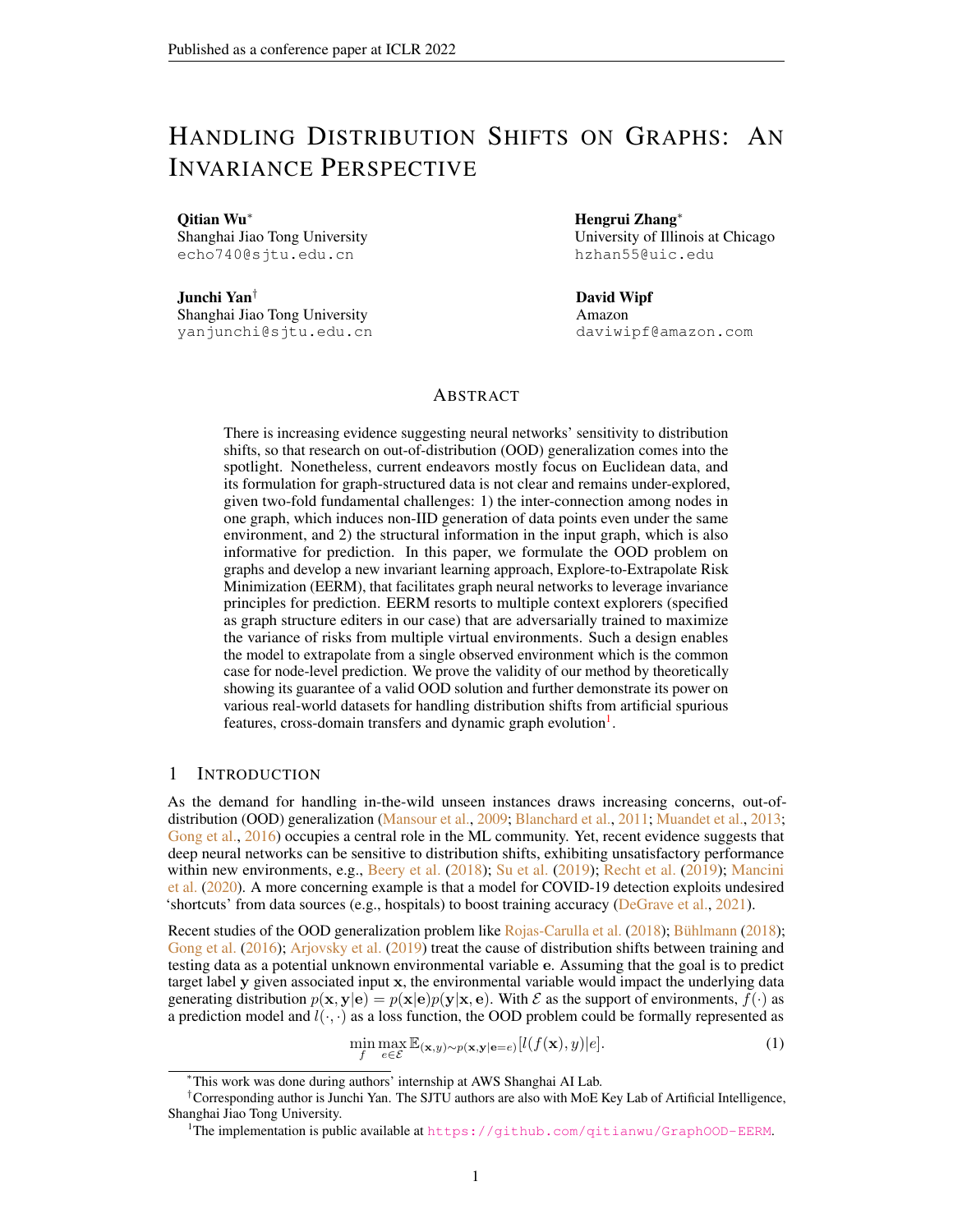# Handling Distribution Shifts on Graphs: An Invariance Perspective

**Qitian Wu**[*]
Shanghai Jiao Tong University
echo740@sjtu.edu.cn

**Hengrui Zhang**[*]
University of Illinois at Chicago
hzhan55@uic.edu

**Junchi Yan**[†]
Shanghai Jiao Tong University
yanjunchi@sjtu.edu.cn

**David Wipf**
Amazon
daviwipf@amazon.com

## Abstract

There is increasing evidence suggesting neural networks' sensitivity to distribution shifts, so that research on out-of-distribution (OOD) generalization comes into the spotlight. Nonetheless, current endeavors mostly focus on Euclidean data, and its formulation for graph-structured data is not clear and remains under-explored, given two-fold fundamental challenges: 1) the inter-connection among nodes in one graph, which induces non-IID generation of data points even under the same environment, and 2) the structural information in the input graph, which is also informative for prediction. In this paper, we formulate the OOD problem on graphs and develop a new invariant learning approach, Explore-to-Extrapolate Risk Minimization (EERM), that facilitates graph neural networks to leverage invariance principles for prediction. EERM resorts to multiple context explorers (specified as graph structure editers in our case) that are adversarially trained to maximize the variance of risks from multiple virtual environments. Such a design enables the model to extrapolate from a single observed environment which is the common case for node-level prediction. We prove the validity of our method by theoretically showing its guarantee of a valid OOD solution and further demonstrate its power on various real-world datasets for handling distribution shifts from artificial spurious features, cross-domain transfers and dynamic graph evolution[1].

## 1 Introduction

As the demand for handling in-the-wild unseen instances draws increasing concerns, out-of-distribution (OOD) generalization (Mansour et al., 2009; Blanchard et al., 2011; Muandet et al., 2013; Gong et al., 2016) occupies a central role in the ML community. Yet, recent evidence suggests that deep neural networks can be sensitive to distribution shifts, exhibiting unsatisfactory performance within new environments, e.g., Beery et al. (2018); Su et al. (2019); Recht et al. (2019); Mancini et al. (2020). A more concerning example is that a model for COVID-19 detection exploits undesired 'shortcuts' from data sources (e.g., hospitals) to boost training accuracy (DeGrave et al., 2021).

Recent studies of the OOD generalization problem like Rojas-Carulla et al. (2018); Bühlmann (2018); Gong et al. (2016); Arjovsky et al. (2019) treat the cause of distribution shifts between training and testing data as a potential unknown environmental variable $\mathbf{e}$. Assuming that the goal is to predict target label $\mathbf{y}$ given associated input $\mathbf{x}$, the environmental variable would impact the underlying data generating distribution $p(\mathbf{x}, \mathbf{y}|\mathbf{e}) = p(\mathbf{x}|\mathbf{e})p(\mathbf{y}|\mathbf{x}, \mathbf{e})$. With $\mathcal{E}$ as the support of environments, $f(\cdot)$ as a prediction model and $l(\cdot, \cdot)$ as a loss function, the OOD problem could be formally represented as

$$\min_f \max_{e \in \mathcal{E}} \mathbb{E}_{(\mathbf{x}, y) \sim p(\mathbf{x}, \mathbf{y}|\mathbf{e}=e)}[l(f(\mathbf{x}), y)|e]. \tag{1}$$

[*]This work was done during authors' internship at AWS Shanghai AI Lab.

[†]Corresponding author is Junchi Yan. The SJTU authors are also with MoE Key Lab of Artificial Intelligence, Shanghai Jiao Tong University.

[1]The implementation is public available at https://github.com/qitianwu/GraphOOD-EERM.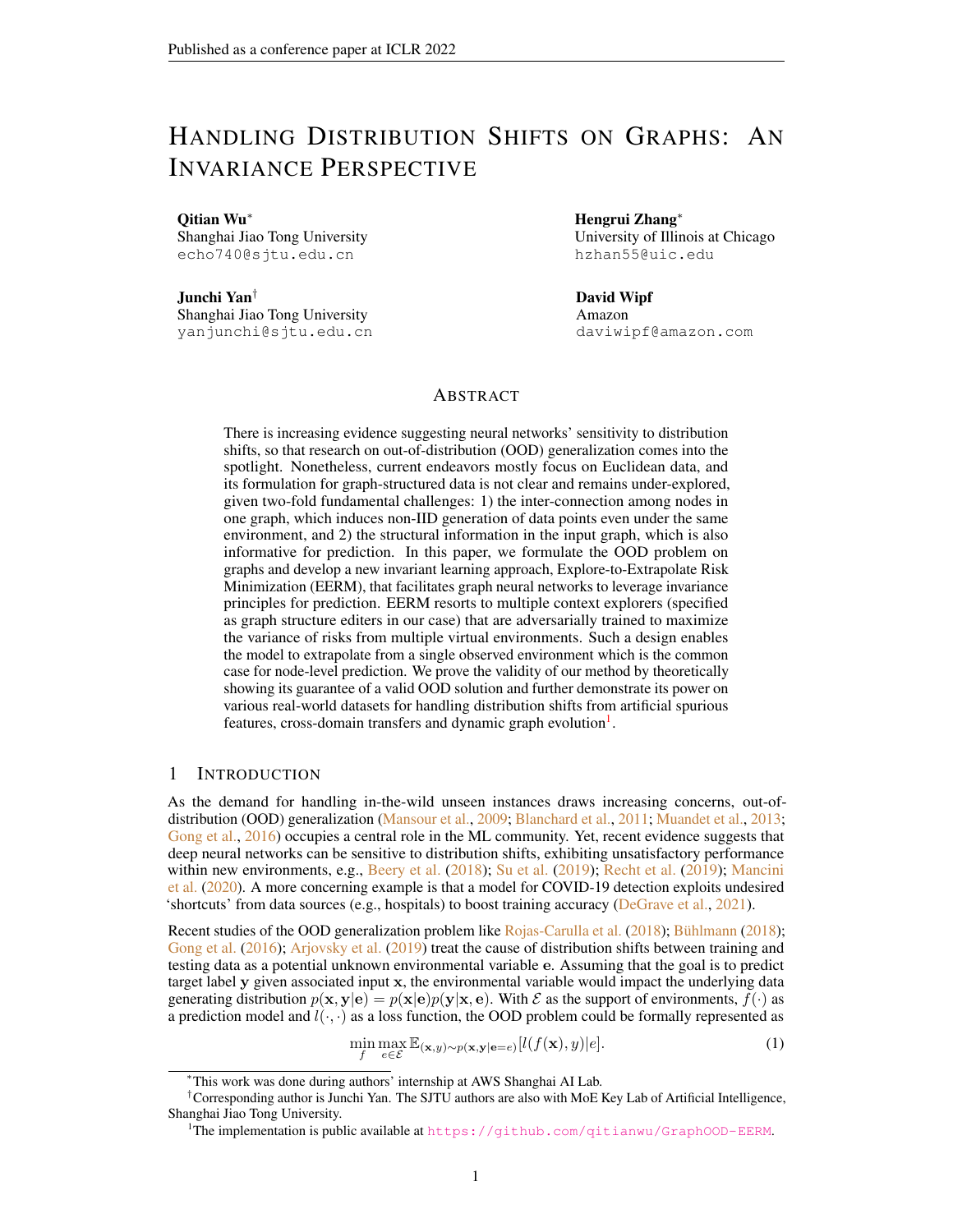# Handling Distribution Shifts on Graphs: An Invariance Perspective

**Qitian Wu**[*]
Shanghai Jiao Tong University
echo740@sjtu.edu.cn

**Hengrui Zhang**[*]
University of Illinois at Chicago
hzhan55@uic.edu

**Junchi Yan**[†]
Shanghai Jiao Tong University
yanjunchi@sjtu.edu.cn

**David Wipf**
Amazon
daviwipf@amazon.com

## Abstract

There is increasing evidence suggesting neural networks' sensitivity to distribution shifts, so that research on out-of-distribution (OOD) generalization comes into the spotlight. Nonetheless, current endeavors mostly focus on Euclidean data, and its formulation for graph-structured data is not clear and remains under-explored, given two-fold fundamental challenges: 1) the inter-connection among nodes in one graph, which induces non-IID generation of data points even under the same environment, and 2) the structural information in the input graph, which is also informative for prediction. In this paper, we formulate the OOD problem on graphs and develop a new invariant learning approach, Explore-to-Extrapolate Risk Minimization (EERM), that facilitates graph neural networks to leverage invariance principles for prediction. EERM resorts to multiple context explorers (specified as graph structure editers in our case) that are adversarially trained to maximize the variance of risks from multiple virtual environments. Such a design enables the model to extrapolate from a single observed environment which is the common case for node-level prediction. We prove the validity of our method by theoretically showing its guarantee of a valid OOD solution and further demonstrate its power on various real-world datasets for handling distribution shifts from artificial spurious features, cross-domain transfers and dynamic graph evolution[1].

## 1 Introduction

As the demand for handling in-the-wild unseen instances draws increasing concerns, out-of-distribution (OOD) generalization (Mansour et al., 2009; Blanchard et al., 2011; Muandet et al., 2013; Gong et al., 2016) occupies a central role in the ML community. Yet, recent evidence suggests that deep neural networks can be sensitive to distribution shifts, exhibiting unsatisfactory performance within new environments, e.g., Beery et al. (2018); Su et al. (2019); Recht et al. (2019); Mancini et al. (2020). A more concerning example is that a model for COVID-19 detection exploits undesired 'shortcuts' from data sources (e.g., hospitals) to boost training accuracy (DeGrave et al., 2021).

Recent studies of the OOD generalization problem like Rojas-Carulla et al. (2018); Bühlmann (2018); Gong et al. (2016); Arjovsky et al. (2019) treat the cause of distribution shifts between training and testing data as a potential unknown environmental variable $\mathbf{e}$. Assuming that the goal is to predict target label $\mathbf{y}$ given associated input $\mathbf{x}$, the environmental variable would impact the underlying data generating distribution $p(\mathbf{x}, \mathbf{y}|\mathbf{e}) = p(\mathbf{x}|\mathbf{e})p(\mathbf{y}|\mathbf{x}, \mathbf{e})$. With $\mathcal{E}$ as the support of environments, $f(\cdot)$ as a prediction model and $l(\cdot, \cdot)$ as a loss function, the OOD problem could be formally represented as

$$\min_{f} \max_{e \in \mathcal{E}} \mathbb{E}_{(\mathbf{x},y)\sim p(\mathbf{x},\mathbf{y}|\mathbf{e}=e)}[l(f(\mathbf{x}), y)|e]. \tag{1}$$

[*] This work was done during authors' internship at AWS Shanghai AI Lab.

[†] Corresponding author is Junchi Yan. The SJTU authors are also with MoE Key Lab of Artificial Intelligence, Shanghai Jiao Tong University.

[1] The implementation is public available at https://github.com/qitianwu/GraphOOD-EERM.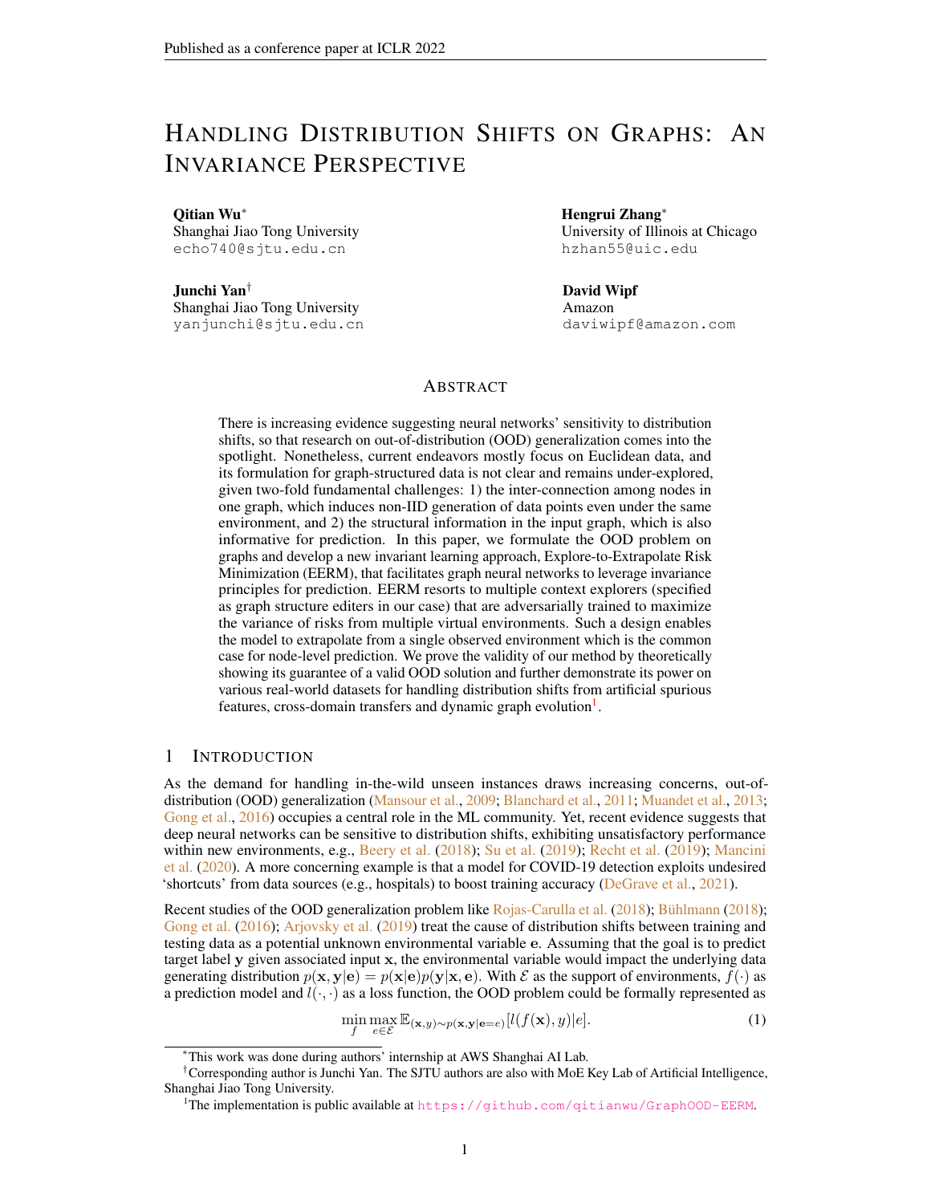# Handling Distribution Shifts on Graphs: An Invariance Perspective

**Qitian Wu**[*]  
Shanghai Jiao Tong University  
echo740@sjtu.edu.cn

**Hengrui Zhang**[*]  
University of Illinois at Chicago  
hzhan55@uic.edu

**Junchi Yan**[†]  
Shanghai Jiao Tong University  
yanjunchi@sjtu.edu.cn

**David Wipf**  
Amazon  
daviwipf@amazon.com

## Abstract

There is increasing evidence suggesting neural networks' sensitivity to distribution shifts, so that research on out-of-distribution (OOD) generalization comes into the spotlight. Nonetheless, current endeavors mostly focus on Euclidean data, and its formulation for graph-structured data is not clear and remains under-explored, given two-fold fundamental challenges: 1) the inter-connection among nodes in one graph, which induces non-IID generation of data points even under the same environment, and 2) the structural information in the input graph, which is also informative for prediction. In this paper, we formulate the OOD problem on graphs and develop a new invariant learning approach, Explore-to-Extrapolate Risk Minimization (EERM), that facilitates graph neural networks to leverage invariance principles for prediction. EERM resorts to multiple context explorers (specified as graph structure editers in our case) that are adversarially trained to maximize the variance of risks from multiple virtual environments. Such a design enables the model to extrapolate from a single observed environment which is the common case for node-level prediction. We prove the validity of our method by theoretically showing its guarantee of a valid OOD solution and further demonstrate its power on various real-world datasets for handling distribution shifts from artificial spurious features, cross-domain transfers and dynamic graph evolution[1].

## 1 Introduction

As the demand for handling in-the-wild unseen instances draws increasing concerns, out-of-distribution (OOD) generalization (Mansour et al., 2009; Blanchard et al., 2011; Muandet et al., 2013; Gong et al., 2016) occupies a central role in the ML community. Yet, recent evidence suggests that deep neural networks can be sensitive to distribution shifts, exhibiting unsatisfactory performance within new environments, e.g., Beery et al. (2018); Su et al. (2019); Recht et al. (2019); Mancini et al. (2020). A more concerning example is that a model for COVID-19 detection exploits undesired 'shortcuts' from data sources (e.g., hospitals) to boost training accuracy (DeGrave et al., 2021).

Recent studies of the OOD generalization problem like Rojas-Carulla et al. (2018); Bühlmann (2018); Gong et al. (2016); Arjovsky et al. (2019) treat the cause of distribution shifts between training and testing data as a potential unknown environmental variable $\mathbf{e}$. Assuming that the goal is to predict target label $\mathbf{y}$ given associated input $\mathbf{x}$, the environmental variable would impact the underlying data generating distribution $p(\mathbf{x}, \mathbf{y}|\mathbf{e}) = p(\mathbf{x}|\mathbf{e})p(\mathbf{y}|\mathbf{x}, \mathbf{e})$. With $\mathcal{E}$ as the support of environments, $f(\cdot)$ as a prediction model and $l(\cdot, \cdot)$ as a loss function, the OOD problem could be formally represented as

$$\min_f \max_{e \in \mathcal{E}} \mathbb{E}_{(\mathbf{x},y)\sim p(\mathbf{x},\mathbf{y}|\mathbf{e}=e)}[l(f(\mathbf{x}), y)|e]. \tag{1}$$

[*]This work was done during authors' internship at AWS Shanghai AI Lab.

[†]Corresponding author is Junchi Yan. The SJTU authors are also with MoE Key Lab of Artificial Intelligence, Shanghai Jiao Tong University.

[1]The implementation is public available at https://github.com/qitianwu/GraphOOD-EERM.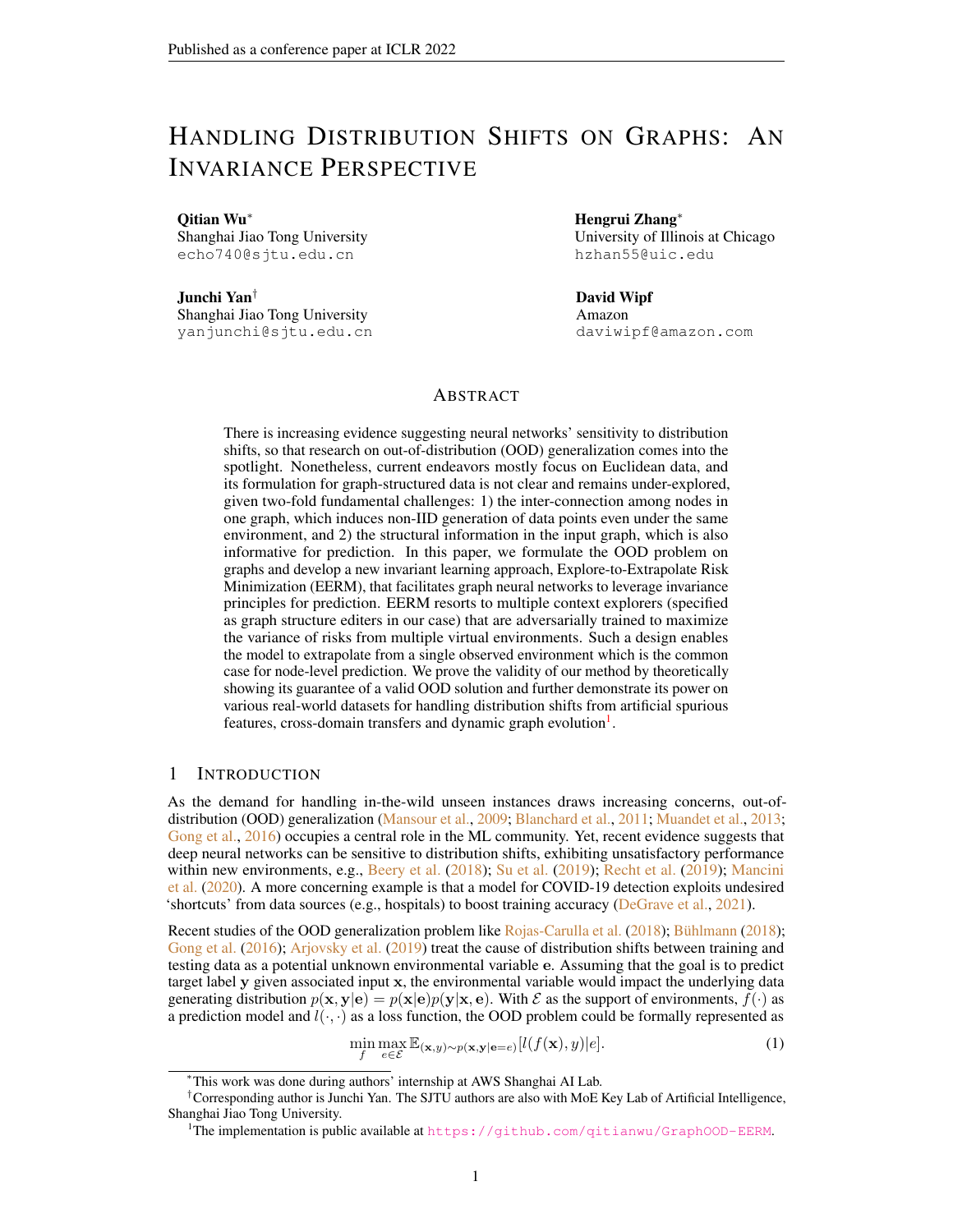# Handling Distribution Shifts on Graphs: An Invariance Perspective

**Qitian Wu**[*]
Shanghai Jiao Tong University
echo740@sjtu.edu.cn

**Hengrui Zhang**[*]
University of Illinois at Chicago
hzhan55@uic.edu

**Junchi Yan**[†]
Shanghai Jiao Tong University
yanjunchi@sjtu.edu.cn

**David Wipf**
Amazon
daviwipf@amazon.com

## Abstract

There is increasing evidence suggesting neural networks' sensitivity to distribution shifts, so that research on out-of-distribution (OOD) generalization comes into the spotlight. Nonetheless, current endeavors mostly focus on Euclidean data, and its formulation for graph-structured data is not clear and remains under-explored, given two-fold fundamental challenges: 1) the inter-connection among nodes in one graph, which induces non-IID generation of data points even under the same environment, and 2) the structural information in the input graph, which is also informative for prediction. In this paper, we formulate the OOD problem on graphs and develop a new invariant learning approach, Explore-to-Extrapolate Risk Minimization (EERM), that facilitates graph neural networks to leverage invariance principles for prediction. EERM resorts to multiple context explorers (specified as graph structure editers in our case) that are adversarially trained to maximize the variance of risks from multiple virtual environments. Such a design enables the model to extrapolate from a single observed environment which is the common case for node-level prediction. We prove the validity of our method by theoretically showing its guarantee of a valid OOD solution and further demonstrate its power on various real-world datasets for handling distribution shifts from artificial spurious features, cross-domain transfers and dynamic graph evolution[1].

## 1 Introduction

As the demand for handling in-the-wild unseen instances draws increasing concerns, out-of-distribution (OOD) generalization (Mansour et al., 2009; Blanchard et al., 2011; Muandet et al., 2013; Gong et al., 2016) occupies a central role in the ML community. Yet, recent evidence suggests that deep neural networks can be sensitive to distribution shifts, exhibiting unsatisfactory performance within new environments, e.g., Beery et al. (2018); Su et al. (2019); Recht et al. (2019); Mancini et al. (2020). A more concerning example is that a model for COVID-19 detection exploits undesired 'shortcuts' from data sources (e.g., hospitals) to boost training accuracy (DeGrave et al., 2021).

Recent studies of the OOD generalization problem like Rojas-Carulla et al. (2018); Bühlmann (2018); Gong et al. (2016); Arjovsky et al. (2019) treat the cause of distribution shifts between training and testing data as a potential unknown environmental variable $\mathbf{e}$. Assuming that the goal is to predict target label $\mathbf{y}$ given associated input $\mathbf{x}$, the environmental variable would impact the underlying data generating distribution $p(\mathbf{x}, \mathbf{y}|\mathbf{e}) = p(\mathbf{x}|\mathbf{e})p(\mathbf{y}|\mathbf{x}, \mathbf{e})$. With $\mathcal{E}$ as the support of environments, $f(\cdot)$ as a prediction model and $l(\cdot, \cdot)$ as a loss function, the OOD problem could be formally represented as

$$\min_f \max_{e \in \mathcal{E}} \mathbb{E}_{(\mathbf{x},y)\sim p(\mathbf{x},\mathbf{y}|\mathbf{e}=e)}[l(f(\mathbf{x}), y)|e]. \quad (1)$$

[*]This work was done during authors' internship at AWS Shanghai AI Lab.

[†]Corresponding author is Junchi Yan. The SJTU authors are also with MoE Key Lab of Artificial Intelligence, Shanghai Jiao Tong University.

[1]The implementation is public available at https://github.com/qitianwu/GraphOOD-EERM.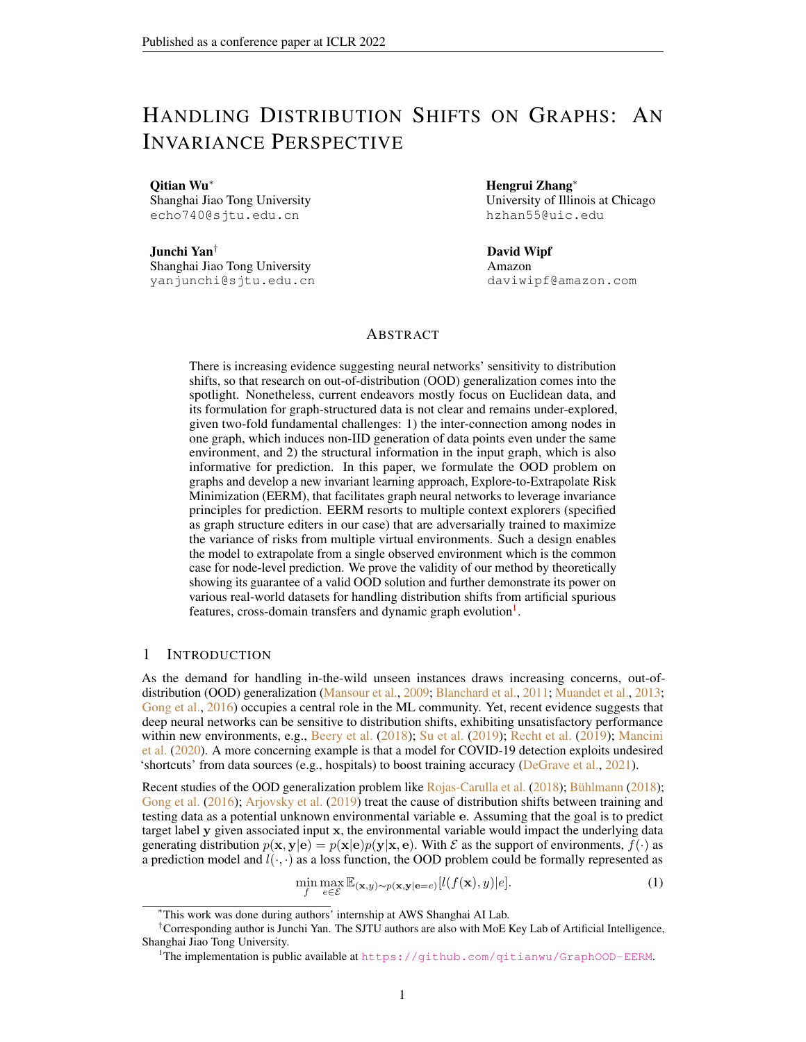# Handling Distribution Shifts on Graphs: An Invariance Perspective

**Qitian Wu***
Shanghai Jiao Tong University
echo740@sjtu.edu.cn

**Hengrui Zhang***
University of Illinois at Chicago
hzhan55@uic.edu

**Junchi Yan**[†]
Shanghai Jiao Tong University
yanjunchi@sjtu.edu.cn

**David Wipf**
Amazon
daviwipf@amazon.com

## Abstract

There is increasing evidence suggesting neural networks' sensitivity to distribution shifts, so that research on out-of-distribution (OOD) generalization comes into the spotlight. Nonetheless, current endeavors mostly focus on Euclidean data, and its formulation for graph-structured data is not clear and remains under-explored, given two-fold fundamental challenges: 1) the inter-connection among nodes in one graph, which induces non-IID generation of data points even under the same environment, and 2) the structural information in the input graph, which is also informative for prediction. In this paper, we formulate the OOD problem on graphs and develop a new invariant learning approach, Explore-to-Extrapolate Risk Minimization (EERM), that facilitates graph neural networks to leverage invariance principles for prediction. EERM resorts to multiple context explorers (specified as graph structure editers in our case) that are adversarially trained to maximize the variance of risks from multiple virtual environments. Such a design enables the model to extrapolate from a single observed environment which is the common case for node-level prediction. We prove the validity of our method by theoretically showing its guarantee of a valid OOD solution and further demonstrate its power on various real-world datasets for handling distribution shifts from artificial spurious features, cross-domain transfers and dynamic graph evolution[1].

## 1 Introduction

As the demand for handling in-the-wild unseen instances draws increasing concerns, out-of-distribution (OOD) generalization (Mansour et al., 2009; Blanchard et al., 2011; Muandet et al., 2013; Gong et al., 2016) occupies a central role in the ML community. Yet, recent evidence suggests that deep neural networks can be sensitive to distribution shifts, exhibiting unsatisfactory performance within new environments, e.g., Beery et al. (2018); Su et al. (2019); Recht et al. (2019); Mancini et al. (2020). A more concerning example is that a model for COVID-19 detection exploits undesired 'shortcuts' from data sources (e.g., hospitals) to boost training accuracy (DeGrave et al., 2021).

Recent studies of the OOD generalization problem like Rojas-Carulla et al. (2018); Bühlmann (2018); Gong et al. (2016); Arjovsky et al. (2019) treat the cause of distribution shifts between training and testing data as a potential unknown environmental variable $\mathbf{e}$. Assuming that the goal is to predict target label $\mathbf{y}$ given associated input $\mathbf{x}$, the environmental variable would impact the underlying data generating distribution $p(\mathbf{x}, \mathbf{y}|\mathbf{e}) = p(\mathbf{x}|\mathbf{e})p(\mathbf{y}|\mathbf{x}, \mathbf{e})$. With $\mathcal{E}$ as the support of environments, $f(\cdot)$ as a prediction model and $l(\cdot, \cdot)$ as a loss function, the OOD problem could be formally represented as

$$\min_f \max_{e \in \mathcal{E}} \mathbb{E}_{(\mathbf{x}, y) \sim p(\mathbf{x}, \mathbf{y}|\mathbf{e}=e)}[l(f(\mathbf{x}), y)|e]. \tag{1}$$

*This work was done during authors' internship at AWS Shanghai AI Lab.

[†]Corresponding author is Junchi Yan. The SJTU authors are also with MoE Key Lab of Artificial Intelligence, Shanghai Jiao Tong University.

[1]The implementation is public available at https://github.com/qitianwu/GraphOOD-EERM.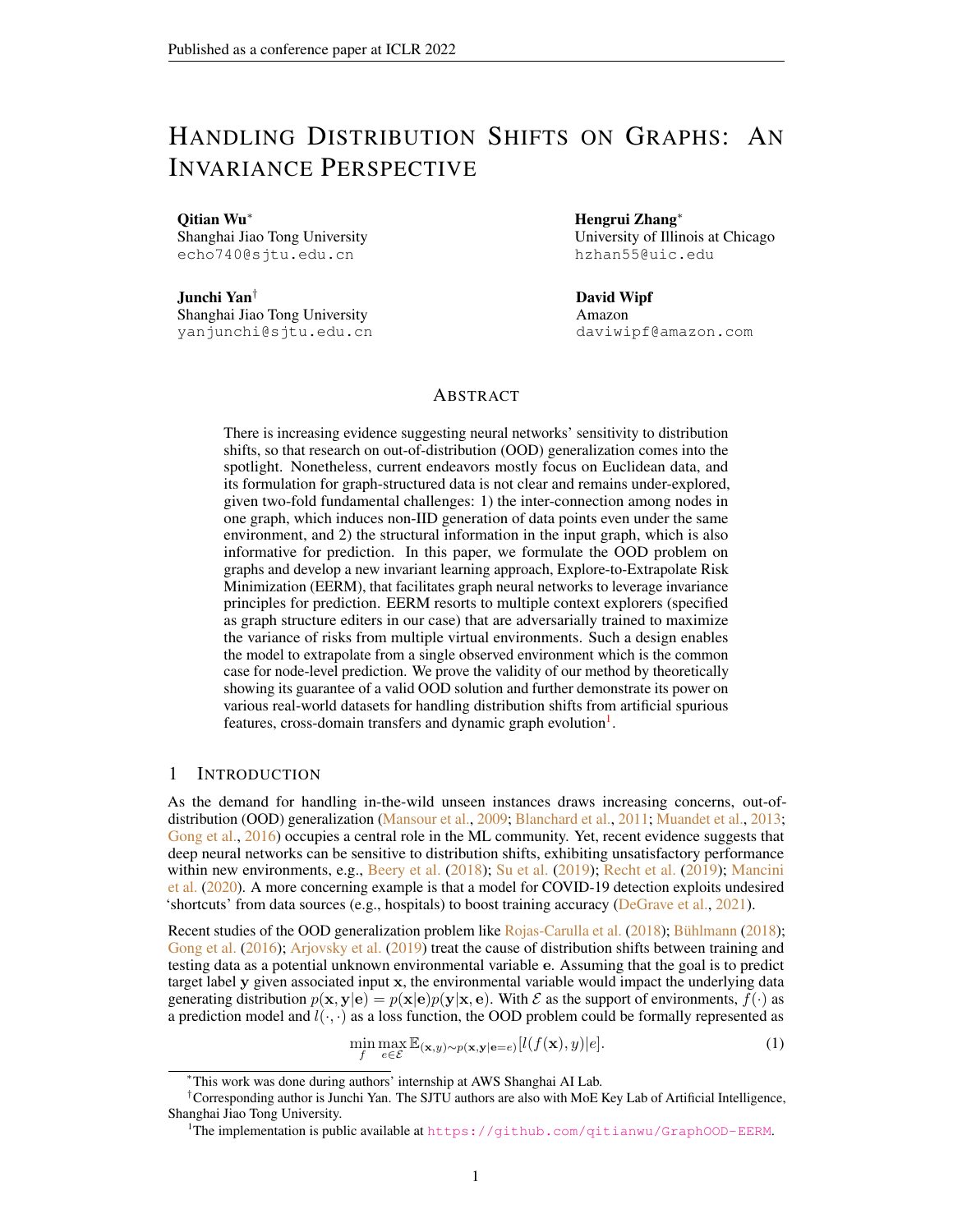# Handling Distribution Shifts on Graphs: An Invariance Perspective

**Qitian Wu***
Shanghai Jiao Tong University
echo740@sjtu.edu.cn

**Hengrui Zhang***
University of Illinois at Chicago
hzhan55@uic.edu

**Junchi Yan**†
Shanghai Jiao Tong University
yanjunchi@sjtu.edu.cn

**David Wipf**
Amazon
daviwipf@amazon.com

## Abstract

There is increasing evidence suggesting neural networks' sensitivity to distribution shifts, so that research on out-of-distribution (OOD) generalization comes into the spotlight. Nonetheless, current endeavors mostly focus on Euclidean data, and its formulation for graph-structured data is not clear and remains under-explored, given two-fold fundamental challenges: 1) the inter-connection among nodes in one graph, which induces non-IID generation of data points even under the same environment, and 2) the structural information in the input graph, which is also informative for prediction. In this paper, we formulate the OOD problem on graphs and develop a new invariant learning approach, Explore-to-Extrapolate Risk Minimization (EERM), that facilitates graph neural networks to leverage invariance principles for prediction. EERM resorts to multiple context explorers (specified as graph structure editers in our case) that are adversarially trained to maximize the variance of risks from multiple virtual environments. Such a design enables the model to extrapolate from a single observed environment which is the common case for node-level prediction. We prove the validity of our method by theoretically showing its guarantee of a valid OOD solution and further demonstrate its power on various real-world datasets for handling distribution shifts from artificial spurious features, cross-domain transfers and dynamic graph evolution[1].

## 1 Introduction

As the demand for handling in-the-wild unseen instances draws increasing concerns, out-of-distribution (OOD) generalization (Mansour et al., 2009; Blanchard et al., 2011; Muandet et al., 2013; Gong et al., 2016) occupies a central role in the ML community. Yet, recent evidence suggests that deep neural networks can be sensitive to distribution shifts, exhibiting unsatisfactory performance within new environments, e.g., Beery et al. (2018); Su et al. (2019); Recht et al. (2019); Mancini et al. (2020). A more concerning example is that a model for COVID-19 detection exploits undesired 'shortcuts' from data sources (e.g., hospitals) to boost training accuracy (DeGrave et al., 2021).

Recent studies of the OOD generalization problem like Rojas-Carulla et al. (2018); Bühlmann (2018); Gong et al. (2016); Arjovsky et al. (2019) treat the cause of distribution shifts between training and testing data as a potential unknown environmental variable $\mathbf{e}$. Assuming that the goal is to predict target label $\mathbf{y}$ given associated input $\mathbf{x}$, the environmental variable would impact the underlying data generating distribution $p(\mathbf{x}, \mathbf{y}|\mathbf{e}) = p(\mathbf{x}|\mathbf{e})p(\mathbf{y}|\mathbf{x}, \mathbf{e})$. With $\mathcal{E}$ as the support of environments, $f(\cdot)$ as a prediction model and $l(\cdot, \cdot)$ as a loss function, the OOD problem could be formally represented as

$$\min_f \max_{e \in \mathcal{E}} \mathbb{E}_{(\mathbf{x},y)\sim p(\mathbf{x},\mathbf{y}|\mathbf{e}=e)}[l(f(\mathbf{x}), y)|e]. \tag{1}$$

*This work was done during authors' internship at AWS Shanghai AI Lab.

†Corresponding author is Junchi Yan. The SJTU authors are also with MoE Key Lab of Artificial Intelligence, Shanghai Jiao Tong University.

[1]The implementation is public available at https://github.com/qitianwu/GraphOOD-EERM.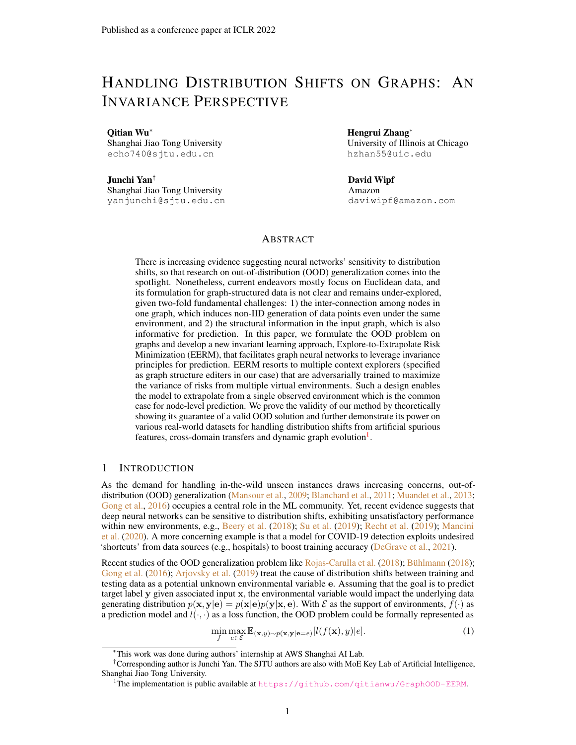# Handling Distribution Shifts on Graphs: An Invariance Perspective

**Qitian Wu**[*]
Shanghai Jiao Tong University
echo740@sjtu.edu.cn

**Hengrui Zhang**[*]
University of Illinois at Chicago
hzhan55@uic.edu

**Junchi Yan**[†]
Shanghai Jiao Tong University
yanjunchi@sjtu.edu.cn

**David Wipf**
Amazon
daviwipf@amazon.com

## Abstract

There is increasing evidence suggesting neural networks' sensitivity to distribution shifts, so that research on out-of-distribution (OOD) generalization comes into the spotlight. Nonetheless, current endeavors mostly focus on Euclidean data, and its formulation for graph-structured data is not clear and remains under-explored, given two-fold fundamental challenges: 1) the inter-connection among nodes in one graph, which induces non-IID generation of data points even under the same environment, and 2) the structural information in the input graph, which is also informative for prediction. In this paper, we formulate the OOD problem on graphs and develop a new invariant learning approach, Explore-to-Extrapolate Risk Minimization (EERM), that facilitates graph neural networks to leverage invariance principles for prediction. EERM resorts to multiple context explorers (specified as graph structure editers in our case) that are adversarially trained to maximize the variance of risks from multiple virtual environments. Such a design enables the model to extrapolate from a single observed environment which is the common case for node-level prediction. We prove the validity of our method by theoretically showing its guarantee of a valid OOD solution and further demonstrate its power on various real-world datasets for handling distribution shifts from artificial spurious features, cross-domain transfers and dynamic graph evolution[1].

## 1 Introduction

As the demand for handling in-the-wild unseen instances draws increasing concerns, out-of-distribution (OOD) generalization (Mansour et al., 2009; Blanchard et al., 2011; Muandet et al., 2013; Gong et al., 2016) occupies a central role in the ML community. Yet, recent evidence suggests that deep neural networks can be sensitive to distribution shifts, exhibiting unsatisfactory performance within new environments, e.g., Beery et al. (2018); Su et al. (2019); Recht et al. (2019); Mancini et al. (2020). A more concerning example is that a model for COVID-19 detection exploits undesired 'shortcuts' from data sources (e.g., hospitals) to boost training accuracy (DeGrave et al., 2021).

Recent studies of the OOD generalization problem like Rojas-Carulla et al. (2018); Bühlmann (2018); Gong et al. (2016); Arjovsky et al. (2019) treat the cause of distribution shifts between training and testing data as a potential unknown environmental variable $\mathbf{e}$. Assuming that the goal is to predict target label $\mathbf{y}$ given associated input $\mathbf{x}$, the environmental variable would impact the underlying data generating distribution $p(\mathbf{x}, \mathbf{y}|\mathbf{e}) = p(\mathbf{x}|\mathbf{e})p(\mathbf{y}|\mathbf{x}, \mathbf{e})$. With $\mathcal{E}$ as the support of environments, $f(\cdot)$ as a prediction model and $l(\cdot, \cdot)$ as a loss function, the OOD problem could be formally represented as

$$\min_f \max_{e \in \mathcal{E}} \mathbb{E}_{(\mathbf{x},y)\sim p(\mathbf{x},\mathbf{y}|\mathbf{e}=e)}[l(f(\mathbf{x}), y)|e]. \quad (1)$$

[*]This work was done during authors' internship at AWS Shanghai AI Lab.

[†]Corresponding author is Junchi Yan. The SJTU authors are also with MoE Key Lab of Artificial Intelligence, Shanghai Jiao Tong University.

[1]The implementation is public available at https://github.com/qitianwu/GraphOOD-EERM.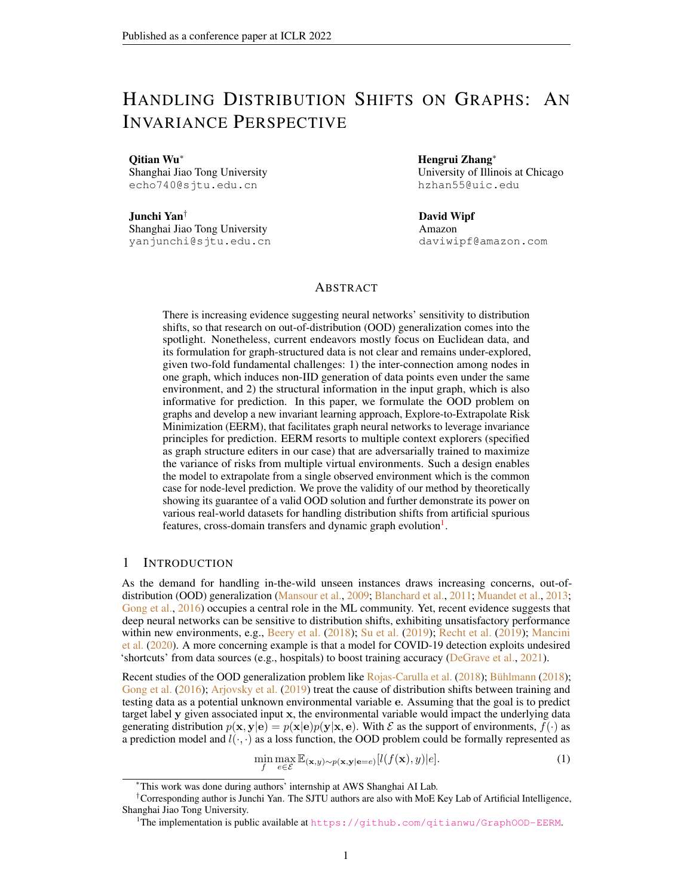# Handling Distribution Shifts on Graphs: An Invariance Perspective

**Qitian Wu***
Shanghai Jiao Tong University
echo740@sjtu.edu.cn

**Hengrui Zhang***
University of Illinois at Chicago
hzhan55@uic.edu

**Junchi Yan**†
Shanghai Jiao Tong University
yanjunchi@sjtu.edu.cn

**David Wipf**
Amazon
daviwipf@amazon.com

## Abstract

There is increasing evidence suggesting neural networks' sensitivity to distribution shifts, so that research on out-of-distribution (OOD) generalization comes into the spotlight. Nonetheless, current endeavors mostly focus on Euclidean data, and its formulation for graph-structured data is not clear and remains under-explored, given two-fold fundamental challenges: 1) the inter-connection among nodes in one graph, which induces non-IID generation of data points even under the same environment, and 2) the structural information in the input graph, which is also informative for prediction. In this paper, we formulate the OOD problem on graphs and develop a new invariant learning approach, Explore-to-Extrapolate Risk Minimization (EERM), that facilitates graph neural networks to leverage invariance principles for prediction. EERM resorts to multiple context explorers (specified as graph structure editers in our case) that are adversarially trained to maximize the variance of risks from multiple virtual environments. Such a design enables the model to extrapolate from a single observed environment which is the common case for node-level prediction. We prove the validity of our method by theoretically showing its guarantee of a valid OOD solution and further demonstrate its power on various real-world datasets for handling distribution shifts from artificial spurious features, cross-domain transfers and dynamic graph evolution[1].

## 1 Introduction

As the demand for handling in-the-wild unseen instances draws increasing concerns, out-of-distribution (OOD) generalization (Mansour et al., 2009; Blanchard et al., 2011; Muandet et al., 2013; Gong et al., 2016) occupies a central role in the ML community. Yet, recent evidence suggests that deep neural networks can be sensitive to distribution shifts, exhibiting unsatisfactory performance within new environments, e.g., Beery et al. (2018); Su et al. (2019); Recht et al. (2019); Mancini et al. (2020). A more concerning example is that a model for COVID-19 detection exploits undesired 'shortcuts' from data sources (e.g., hospitals) to boost training accuracy (DeGrave et al., 2021).

Recent studies of the OOD generalization problem like Rojas-Carulla et al. (2018); Bühlmann (2018); Gong et al. (2016); Arjovsky et al. (2019) treat the cause of distribution shifts between training and testing data as a potential unknown environmental variable $\mathbf{e}$. Assuming that the goal is to predict target label $\mathbf{y}$ given associated input $\mathbf{x}$, the environmental variable would impact the underlying data generating distribution $p(\mathbf{x}, \mathbf{y}|\mathbf{e}) = p(\mathbf{x}|\mathbf{e})p(\mathbf{y}|\mathbf{x}, \mathbf{e})$. With $\mathcal{E}$ as the support of environments, $f(\cdot)$ as a prediction model and $l(\cdot, \cdot)$ as a loss function, the OOD problem could be formally represented as

$$\min_{f} \max_{e \in \mathcal{E}} \mathbb{E}_{(\mathbf{x},y)\sim p(\mathbf{x},\mathbf{y}|\mathbf{e}=e)}[l(f(\mathbf{x}), y)|e]. \tag{1}$$

*This work was done during authors' internship at AWS Shanghai AI Lab.

†Corresponding author is Junchi Yan. The SJTU authors are also with MoE Key Lab of Artificial Intelligence, Shanghai Jiao Tong University.

[1]The implementation is public available at https://github.com/qitianwu/GraphOOD-EERM.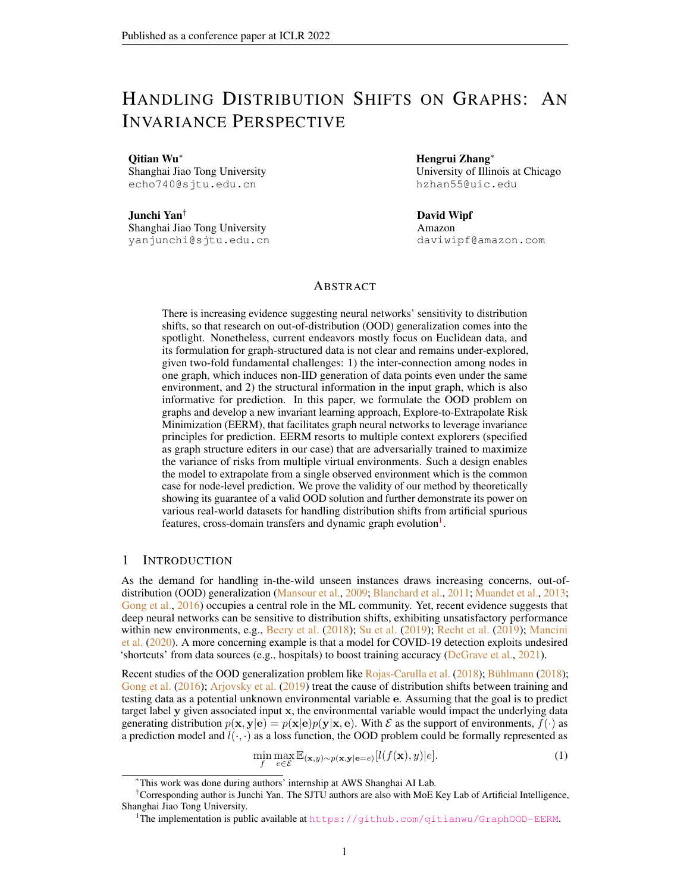# Handling Distribution Shifts on Graphs: An Invariance Perspective

**Qitian Wu**[*]
Shanghai Jiao Tong University
echo740@sjtu.edu.cn

**Hengrui Zhang**[*]
University of Illinois at Chicago
hzhan55@uic.edu

**Junchi Yan**[†]
Shanghai Jiao Tong University
yanjunchi@sjtu.edu.cn

**David Wipf**
Amazon
daviwipf@amazon.com

## Abstract

There is increasing evidence suggesting neural networks' sensitivity to distribution shifts, so that research on out-of-distribution (OOD) generalization comes into the spotlight. Nonetheless, current endeavors mostly focus on Euclidean data, and its formulation for graph-structured data is not clear and remains under-explored, given two-fold fundamental challenges: 1) the inter-connection among nodes in one graph, which induces non-IID generation of data points even under the same environment, and 2) the structural information in the input graph, which is also informative for prediction. In this paper, we formulate the OOD problem on graphs and develop a new invariant learning approach, Explore-to-Extrapolate Risk Minimization (EERM), that facilitates graph neural networks to leverage invariance principles for prediction. EERM resorts to multiple context explorers (specified as graph structure editers in our case) that are adversarially trained to maximize the variance of risks from multiple virtual environments. Such a design enables the model to extrapolate from a single observed environment which is the common case for node-level prediction. We prove the validity of our method by theoretically showing its guarantee of a valid OOD solution and further demonstrate its power on various real-world datasets for handling distribution shifts from artificial spurious features, cross-domain transfers and dynamic graph evolution[1].

## 1 Introduction

As the demand for handling in-the-wild unseen instances draws increasing concerns, out-of-distribution (OOD) generalization (Mansour et al., 2009; Blanchard et al., 2011; Muandet et al., 2013; Gong et al., 2016) occupies a central role in the ML community. Yet, recent evidence suggests that deep neural networks can be sensitive to distribution shifts, exhibiting unsatisfactory performance within new environments, e.g., Beery et al. (2018); Su et al. (2019); Recht et al. (2019); Mancini et al. (2020). A more concerning example is that a model for COVID-19 detection exploits undesired 'shortcuts' from data sources (e.g., hospitals) to boost training accuracy (DeGrave et al., 2021).

Recent studies of the OOD generalization problem like Rojas-Carulla et al. (2018); Bühlmann (2018); Gong et al. (2016); Arjovsky et al. (2019) treat the cause of distribution shifts between training and testing data as a potential unknown environmental variable $\mathbf{e}$. Assuming that the goal is to predict target label $\mathbf{y}$ given associated input $\mathbf{x}$, the environmental variable would impact the underlying data generating distribution $p(\mathbf{x}, \mathbf{y}|\mathbf{e}) = p(\mathbf{x}|\mathbf{e})p(\mathbf{y}|\mathbf{x}, \mathbf{e})$. With $\mathcal{E}$ as the support of environments, $f(\cdot)$ as a prediction model and $l(\cdot, \cdot)$ as a loss function, the OOD problem could be formally represented as

$$\min_f \max_{e \in \mathcal{E}} \mathbb{E}_{(\mathbf{x},y)\sim p(\mathbf{x},\mathbf{y}|\mathbf{e}=e)}[l(f(\mathbf{x}), y)|e]. \quad (1)$$

[*]This work was done during authors' internship at AWS Shanghai AI Lab.

[†]Corresponding author is Junchi Yan. The SJTU authors are also with MoE Key Lab of Artificial Intelligence, Shanghai Jiao Tong University.

[1]The implementation is public available at https://github.com/qitianwu/GraphOOD-EERM.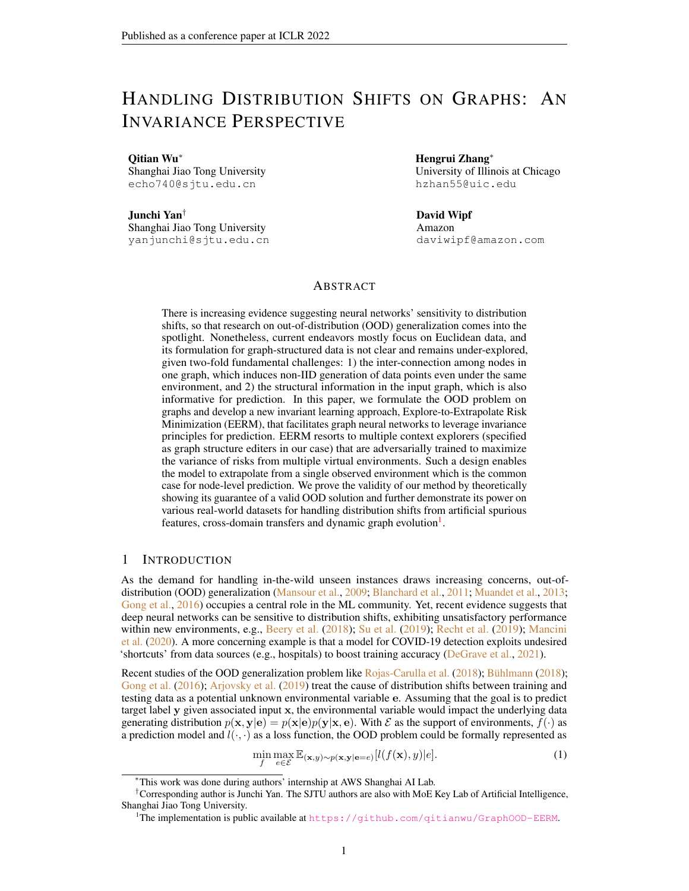# Handling Distribution Shifts on Graphs: An Invariance Perspective

**Qitian Wu***
Shanghai Jiao Tong University
echo740@sjtu.edu.cn

**Hengrui Zhang***
University of Illinois at Chicago
hzhan55@uic.edu

**Junchi Yan**[†]
Shanghai Jiao Tong University
yanjunchi@sjtu.edu.cn

**David Wipf**
Amazon
daviwipf@amazon.com

## Abstract

There is increasing evidence suggesting neural networks' sensitivity to distribution shifts, so that research on out-of-distribution (OOD) generalization comes into the spotlight. Nonetheless, current endeavors mostly focus on Euclidean data, and its formulation for graph-structured data is not clear and remains under-explored, given two-fold fundamental challenges: 1) the inter-connection among nodes in one graph, which induces non-IID generation of data points even under the same environment, and 2) the structural information in the input graph, which is also informative for prediction. In this paper, we formulate the OOD problem on graphs and develop a new invariant learning approach, Explore-to-Extrapolate Risk Minimization (EERM), that facilitates graph neural networks to leverage invariance principles for prediction. EERM resorts to multiple context explorers (specified as graph structure editers in our case) that are adversarially trained to maximize the variance of risks from multiple virtual environments. Such a design enables the model to extrapolate from a single observed environment which is the common case for node-level prediction. We prove the validity of our method by theoretically showing its guarantee of a valid OOD solution and further demonstrate its power on various real-world datasets for handling distribution shifts from artificial spurious features, cross-domain transfers and dynamic graph evolution[1].

## 1 Introduction

As the demand for handling in-the-wild unseen instances draws increasing concerns, out-of-distribution (OOD) generalization (Mansour et al., 2009; Blanchard et al., 2011; Muandet et al., 2013; Gong et al., 2016) occupies a central role in the ML community. Yet, recent evidence suggests that deep neural networks can be sensitive to distribution shifts, exhibiting unsatisfactory performance within new environments, e.g., Beery et al. (2018); Su et al. (2019); Recht et al. (2019); Mancini et al. (2020). A more concerning example is that a model for COVID-19 detection exploits undesired 'shortcuts' from data sources (e.g., hospitals) to boost training accuracy (DeGrave et al., 2021).

Recent studies of the OOD generalization problem like Rojas-Carulla et al. (2018); Bühlmann (2018); Gong et al. (2016); Arjovsky et al. (2019) treat the cause of distribution shifts between training and testing data as a potential unknown environmental variable $\mathbf{e}$. Assuming that the goal is to predict target label $\mathbf{y}$ given associated input $\mathbf{x}$, the environmental variable would impact the underlying data generating distribution $p(\mathbf{x}, \mathbf{y}|\mathbf{e}) = p(\mathbf{x}|\mathbf{e})p(\mathbf{y}|\mathbf{x}, \mathbf{e})$. With $\mathcal{E}$ as the support of environments, $f(\cdot)$ as a prediction model and $l(\cdot, \cdot)$ as a loss function, the OOD problem could be formally represented as

$$\min_f \max_{e \in \mathcal{E}} \mathbb{E}_{(\mathbf{x},y)\sim p(\mathbf{x},\mathbf{y}|\mathbf{e}=e)}[l(f(\mathbf{x}), y)|e]. \tag{1}$$

*This work was done during authors' internship at AWS Shanghai AI Lab.

[†]Corresponding author is Junchi Yan. The SJTU authors are also with MoE Key Lab of Artificial Intelligence, Shanghai Jiao Tong University.

[1]The implementation is public available at https://github.com/qitianwu/GraphOOD-EERM.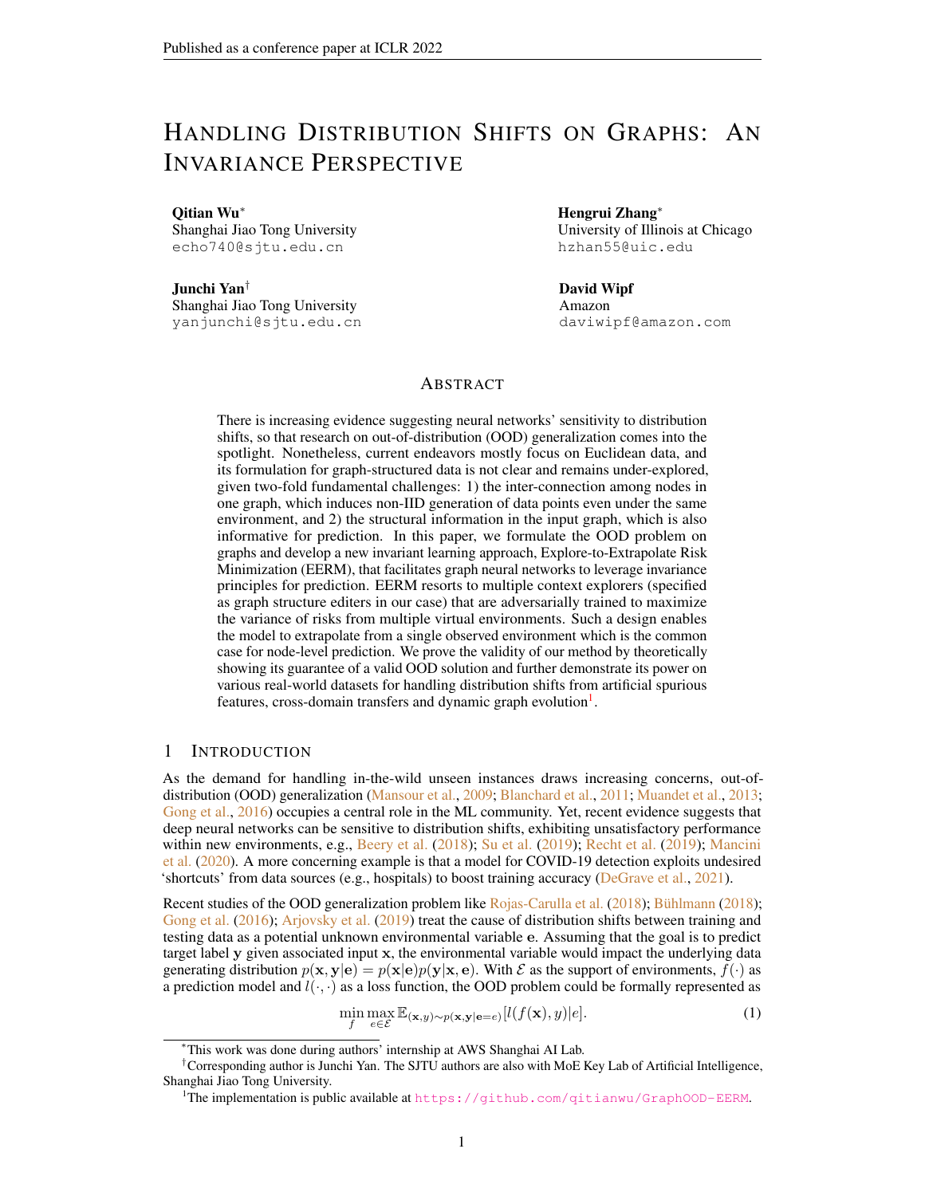# Handling Distribution Shifts on Graphs: An Invariance Perspective

**Qitian Wu**[*]
Shanghai Jiao Tong University
echo740@sjtu.edu.cn

**Hengrui Zhang**[*]
University of Illinois at Chicago
hzhan55@uic.edu

**Junchi Yan**[†]
Shanghai Jiao Tong University
yanjunchi@sjtu.edu.cn

**David Wipf**
Amazon
daviwipf@amazon.com

## Abstract

There is increasing evidence suggesting neural networks' sensitivity to distribution shifts, so that research on out-of-distribution (OOD) generalization comes into the spotlight. Nonetheless, current endeavors mostly focus on Euclidean data, and its formulation for graph-structured data is not clear and remains under-explored, given two-fold fundamental challenges: 1) the inter-connection among nodes in one graph, which induces non-IID generation of data points even under the same environment, and 2) the structural information in the input graph, which is also informative for prediction. In this paper, we formulate the OOD problem on graphs and develop a new invariant learning approach, Explore-to-Extrapolate Risk Minimization (EERM), that facilitates graph neural networks to leverage invariance principles for prediction. EERM resorts to multiple context explorers (specified as graph structure editers in our case) that are adversarially trained to maximize the variance of risks from multiple virtual environments. Such a design enables the model to extrapolate from a single observed environment which is the common case for node-level prediction. We prove the validity of our method by theoretically showing its guarantee of a valid OOD solution and further demonstrate its power on various real-world datasets for handling distribution shifts from artificial spurious features, cross-domain transfers and dynamic graph evolution[1].

## 1 Introduction

As the demand for handling in-the-wild unseen instances draws increasing concerns, out-of-distribution (OOD) generalization (Mansour et al., 2009; Blanchard et al., 2011; Muandet et al., 2013; Gong et al., 2016) occupies a central role in the ML community. Yet, recent evidence suggests that deep neural networks can be sensitive to distribution shifts, exhibiting unsatisfactory performance within new environments, e.g., Beery et al. (2018); Su et al. (2019); Recht et al. (2019); Mancini et al. (2020). A more concerning example is that a model for COVID-19 detection exploits undesired 'shortcuts' from data sources (e.g., hospitals) to boost training accuracy (DeGrave et al., 2021).

Recent studies of the OOD generalization problem like Rojas-Carulla et al. (2018); Bühlmann (2018); Gong et al. (2016); Arjovsky et al. (2019) treat the cause of distribution shifts between training and testing data as a potential unknown environmental variable $\mathbf{e}$. Assuming that the goal is to predict target label $\mathbf{y}$ given associated input $\mathbf{x}$, the environmental variable would impact the underlying data generating distribution $p(\mathbf{x}, \mathbf{y}|\mathbf{e}) = p(\mathbf{x}|\mathbf{e})p(\mathbf{y}|\mathbf{x}, \mathbf{e})$. With $\mathcal{E}$ as the support of environments, $f(\cdot)$ as a prediction model and $l(\cdot, \cdot)$ as a loss function, the OOD problem could be formally represented as

$$\min_f \max_{e \in \mathcal{E}} \mathbb{E}_{(\mathbf{x},y)\sim p(\mathbf{x},\mathbf{y}|\mathbf{e}=e)}[l(f(\mathbf{x}), y)|e]. \tag{1}$$

[*] This work was done during authors' internship at AWS Shanghai AI Lab.

[†] Corresponding author is Junchi Yan. The SJTU authors are also with MoE Key Lab of Artificial Intelligence, Shanghai Jiao Tong University.

[1] The implementation is public available at https://github.com/qitianwu/GraphOOD-EERM.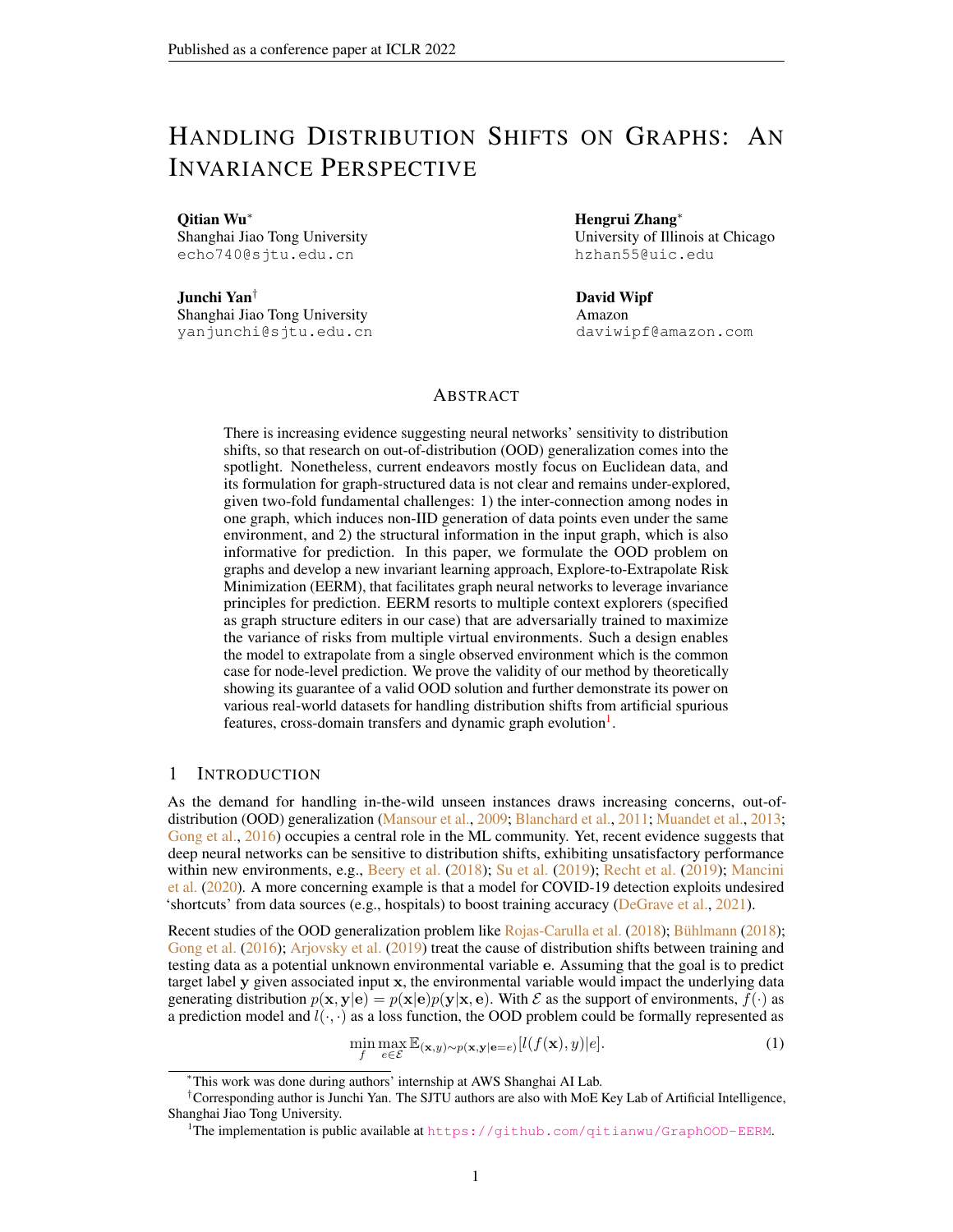# Handling Distribution Shifts on Graphs: An Invariance Perspective

**Qitian Wu**[*]
Shanghai Jiao Tong University
echo740@sjtu.edu.cn

**Hengrui Zhang**[*]
University of Illinois at Chicago
hzhan55@uic.edu

**Junchi Yan**[†]
Shanghai Jiao Tong University
yanjunchi@sjtu.edu.cn

**David Wipf**
Amazon
daviwipf@amazon.com

## Abstract

There is increasing evidence suggesting neural networks' sensitivity to distribution shifts, so that research on out-of-distribution (OOD) generalization comes into the spotlight. Nonetheless, current endeavors mostly focus on Euclidean data, and its formulation for graph-structured data is not clear and remains under-explored, given two-fold fundamental challenges: 1) the inter-connection among nodes in one graph, which induces non-IID generation of data points even under the same environment, and 2) the structural information in the input graph, which is also informative for prediction. In this paper, we formulate the OOD problem on graphs and develop a new invariant learning approach, Explore-to-Extrapolate Risk Minimization (EERM), that facilitates graph neural networks to leverage invariance principles for prediction. EERM resorts to multiple context explorers (specified as graph structure editers in our case) that are adversarially trained to maximize the variance of risks from multiple virtual environments. Such a design enables the model to extrapolate from a single observed environment which is the common case for node-level prediction. We prove the validity of our method by theoretically showing its guarantee of a valid OOD solution and further demonstrate its power on various real-world datasets for handling distribution shifts from artificial spurious features, cross-domain transfers and dynamic graph evolution[1].

## 1 Introduction

As the demand for handling in-the-wild unseen instances draws increasing concerns, out-of-distribution (OOD) generalization (Mansour et al., 2009; Blanchard et al., 2011; Muandet et al., 2013; Gong et al., 2016) occupies a central role in the ML community. Yet, recent evidence suggests that deep neural networks can be sensitive to distribution shifts, exhibiting unsatisfactory performance within new environments, e.g., Beery et al. (2018); Su et al. (2019); Recht et al. (2019); Mancini et al. (2020). A more concerning example is that a model for COVID-19 detection exploits undesired 'shortcuts' from data sources (e.g., hospitals) to boost training accuracy (DeGrave et al., 2021).

Recent studies of the OOD generalization problem like Rojas-Carulla et al. (2018); Bühlmann (2018); Gong et al. (2016); Arjovsky et al. (2019) treat the cause of distribution shifts between training and testing data as a potential unknown environmental variable $\mathbf{e}$. Assuming that the goal is to predict target label $\mathbf{y}$ given associated input $\mathbf{x}$, the environmental variable would impact the underlying data generating distribution $p(\mathbf{x}, \mathbf{y}|\mathbf{e}) = p(\mathbf{x}|\mathbf{e})p(\mathbf{y}|\mathbf{x}, \mathbf{e})$. With $\mathcal{E}$ as the support of environments, $f(\cdot)$ as a prediction model and $l(\cdot, \cdot)$ as a loss function, the OOD problem could be formally represented as

$$\min_{f} \max_{e \in \mathcal{E}} \mathbb{E}_{(\mathbf{x},y) \sim p(\mathbf{x},\mathbf{y}|\mathbf{e}=e)}[l(f(\mathbf{x}), y)|e]. \quad (1)$$

[*]This work was done during authors' internship at AWS Shanghai AI Lab.

[†]Corresponding author is Junchi Yan. The SJTU authors are also with MoE Key Lab of Artificial Intelligence, Shanghai Jiao Tong University.

[1]The implementation is public available at https://github.com/qitianwu/GraphOOD-EERM.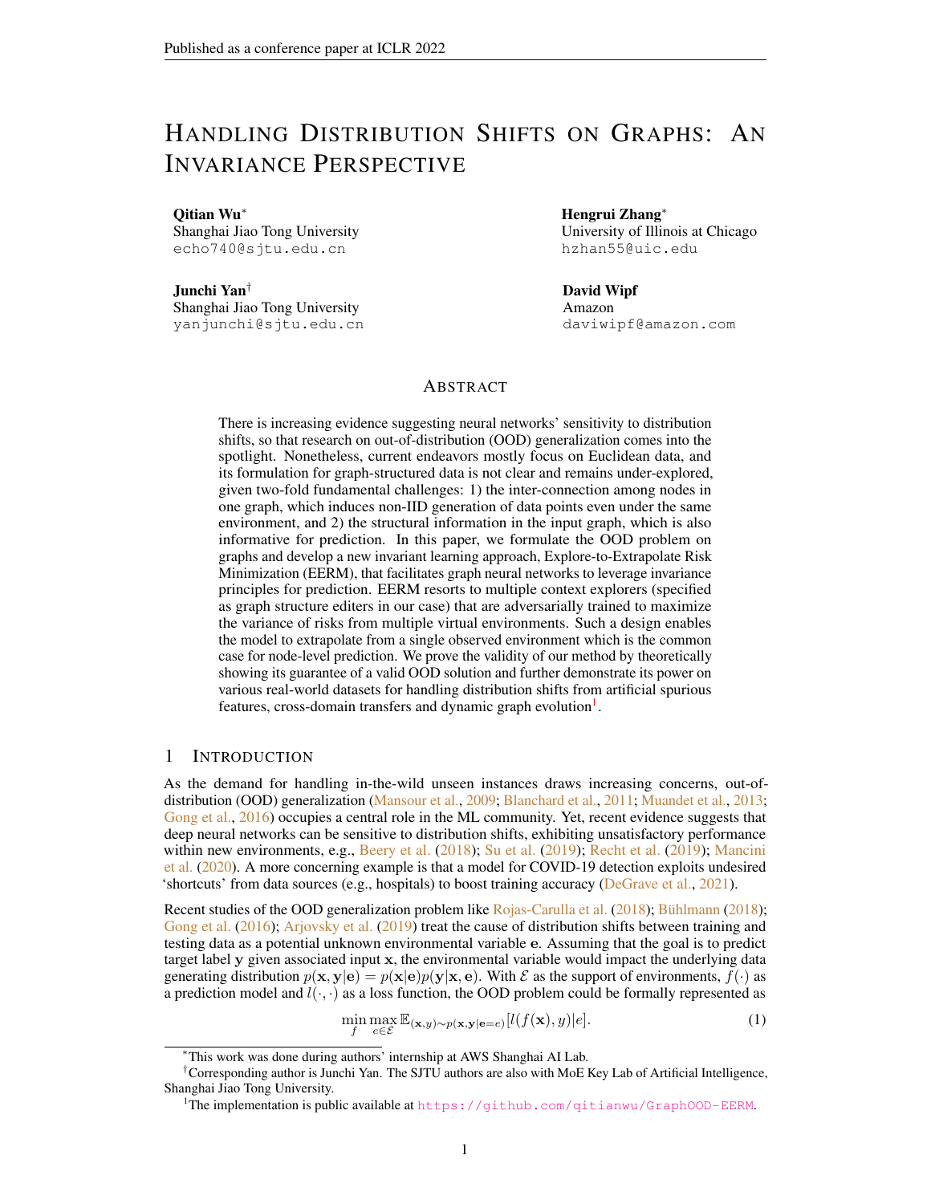# Handling Distribution Shifts on Graphs: An Invariance Perspective

**Qitian Wu***
Shanghai Jiao Tong University
echo740@sjtu.edu.cn

**Hengrui Zhang***
University of Illinois at Chicago
hzhan55@uic.edu

**Junchi Yan**†
Shanghai Jiao Tong University
yanjunchi@sjtu.edu.cn

**David Wipf**
Amazon
daviwipf@amazon.com

## Abstract

There is increasing evidence suggesting neural networks' sensitivity to distribution shifts, so that research on out-of-distribution (OOD) generalization comes into the spotlight. Nonetheless, current endeavors mostly focus on Euclidean data, and its formulation for graph-structured data is not clear and remains under-explored, given two-fold fundamental challenges: 1) the inter-connection among nodes in one graph, which induces non-IID generation of data points even under the same environment, and 2) the structural information in the input graph, which is also informative for prediction. In this paper, we formulate the OOD problem on graphs and develop a new invariant learning approach, Explore-to-Extrapolate Risk Minimization (EERM), that facilitates graph neural networks to leverage invariance principles for prediction. EERM resorts to multiple context explorers (specified as graph structure editers in our case) that are adversarially trained to maximize the variance of risks from multiple virtual environments. Such a design enables the model to extrapolate from a single observed environment which is the common case for node-level prediction. We prove the validity of our method by theoretically showing its guarantee of a valid OOD solution and further demonstrate its power on various real-world datasets for handling distribution shifts from artificial spurious features, cross-domain transfers and dynamic graph evolution[1].

## 1 Introduction

As the demand for handling in-the-wild unseen instances draws increasing concerns, out-of-distribution (OOD) generalization (Mansour et al., 2009; Blanchard et al., 2011; Muandet et al., 2013; Gong et al., 2016) occupies a central role in the ML community. Yet, recent evidence suggests that deep neural networks can be sensitive to distribution shifts, exhibiting unsatisfactory performance within new environments, e.g., Beery et al. (2018); Su et al. (2019); Recht et al. (2019); Mancini et al. (2020). A more concerning example is that a model for COVID-19 detection exploits undesired 'shortcuts' from data sources (e.g., hospitals) to boost training accuracy (DeGrave et al., 2021).

Recent studies of the OOD generalization problem like Rojas-Carulla et al. (2018); Bühlmann (2018); Gong et al. (2016); Arjovsky et al. (2019) treat the cause of distribution shifts between training and testing data as a potential unknown environmental variable $\mathbf{e}$. Assuming that the goal is to predict target label $\mathbf{y}$ given associated input $\mathbf{x}$, the environmental variable would impact the underlying data generating distribution $p(\mathbf{x}, \mathbf{y}|\mathbf{e}) = p(\mathbf{x}|\mathbf{e})p(\mathbf{y}|\mathbf{x}, \mathbf{e})$. With $\mathcal{E}$ as the support of environments, $f(\cdot)$ as a prediction model and $l(\cdot, \cdot)$ as a loss function, the OOD problem could be formally represented as

$$\min_f \max_{e \in \mathcal{E}} \mathbb{E}_{(\mathbf{x}, y) \sim p(\mathbf{x}, \mathbf{y}|\mathbf{e}=e)}[l(f(\mathbf{x}), y)|e]. \quad (1)$$

*This work was done during authors' internship at AWS Shanghai AI Lab.

†Corresponding author is Junchi Yan. The SJTU authors are also with MoE Key Lab of Artificial Intelligence, Shanghai Jiao Tong University.

[1]The implementation is public available at https://github.com/qitianwu/GraphOOD-EERM.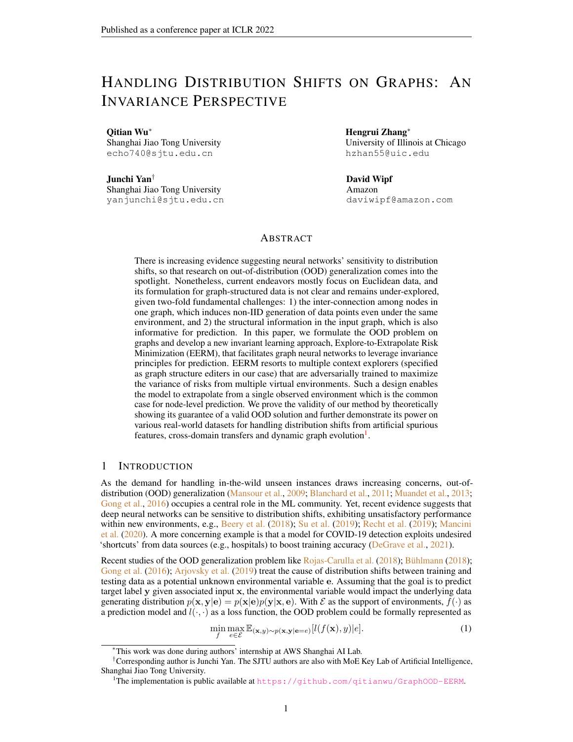# Handling Distribution Shifts on Graphs: An Invariance Perspective

**Qitian Wu***
Shanghai Jiao Tong University
echo740@sjtu.edu.cn

**Hengrui Zhang***
University of Illinois at Chicago
hzhan55@uic.edu

**Junchi Yan**†
Shanghai Jiao Tong University
yanjunchi@sjtu.edu.cn

**David Wipf**
Amazon
daviwipf@amazon.com

## Abstract

There is increasing evidence suggesting neural networks' sensitivity to distribution shifts, so that research on out-of-distribution (OOD) generalization comes into the spotlight. Nonetheless, current endeavors mostly focus on Euclidean data, and its formulation for graph-structured data is not clear and remains under-explored, given two-fold fundamental challenges: 1) the inter-connection among nodes in one graph, which induces non-IID generation of data points even under the same environment, and 2) the structural information in the input graph, which is also informative for prediction. In this paper, we formulate the OOD problem on graphs and develop a new invariant learning approach, Explore-to-Extrapolate Risk Minimization (EERM), that facilitates graph neural networks to leverage invariance principles for prediction. EERM resorts to multiple context explorers (specified as graph structure editers in our case) that are adversarially trained to maximize the variance of risks from multiple virtual environments. Such a design enables the model to extrapolate from a single observed environment which is the common case for node-level prediction. We prove the validity of our method by theoretically showing its guarantee of a valid OOD solution and further demonstrate its power on various real-world datasets for handling distribution shifts from artificial spurious features, cross-domain transfers and dynamic graph evolution[1].

## 1 Introduction

As the demand for handling in-the-wild unseen instances draws increasing concerns, out-of-distribution (OOD) generalization (Mansour et al., 2009; Blanchard et al., 2011; Muandet et al., 2013; Gong et al., 2016) occupies a central role in the ML community. Yet, recent evidence suggests that deep neural networks can be sensitive to distribution shifts, exhibiting unsatisfactory performance within new environments, e.g., Beery et al. (2018); Su et al. (2019); Recht et al. (2019); Mancini et al. (2020). A more concerning example is that a model for COVID-19 detection exploits undesired 'shortcuts' from data sources (e.g., hospitals) to boost training accuracy (DeGrave et al., 2021).

Recent studies of the OOD generalization problem like Rojas-Carulla et al. (2018); Bühlmann (2018); Gong et al. (2016); Arjovsky et al. (2019) treat the cause of distribution shifts between training and testing data as a potential unknown environmental variable $\mathbf{e}$. Assuming that the goal is to predict target label $\mathbf{y}$ given associated input $\mathbf{x}$, the environmental variable would impact the underlying data generating distribution $p(\mathbf{x}, \mathbf{y}|\mathbf{e}) = p(\mathbf{x}|\mathbf{e})p(\mathbf{y}|\mathbf{x}, \mathbf{e})$. With $\mathcal{E}$ as the support of environments, $f(\cdot)$ as a prediction model and $l(\cdot, \cdot)$ as a loss function, the OOD problem could be formally represented as

$$\min_{f} \max_{e \in \mathcal{E}} \mathbb{E}_{(\mathbf{x}, y) \sim p(\mathbf{x}, \mathbf{y}|\mathbf{e}=e)}[l(f(\mathbf{x}), y)|e]. \tag{1}$$

*This work was done during authors' internship at AWS Shanghai AI Lab.

†Corresponding author is Junchi Yan. The SJTU authors are also with MoE Key Lab of Artificial Intelligence, Shanghai Jiao Tong University.

[1]The implementation is public available at https://github.com/qitianwu/GraphOOD-EERM.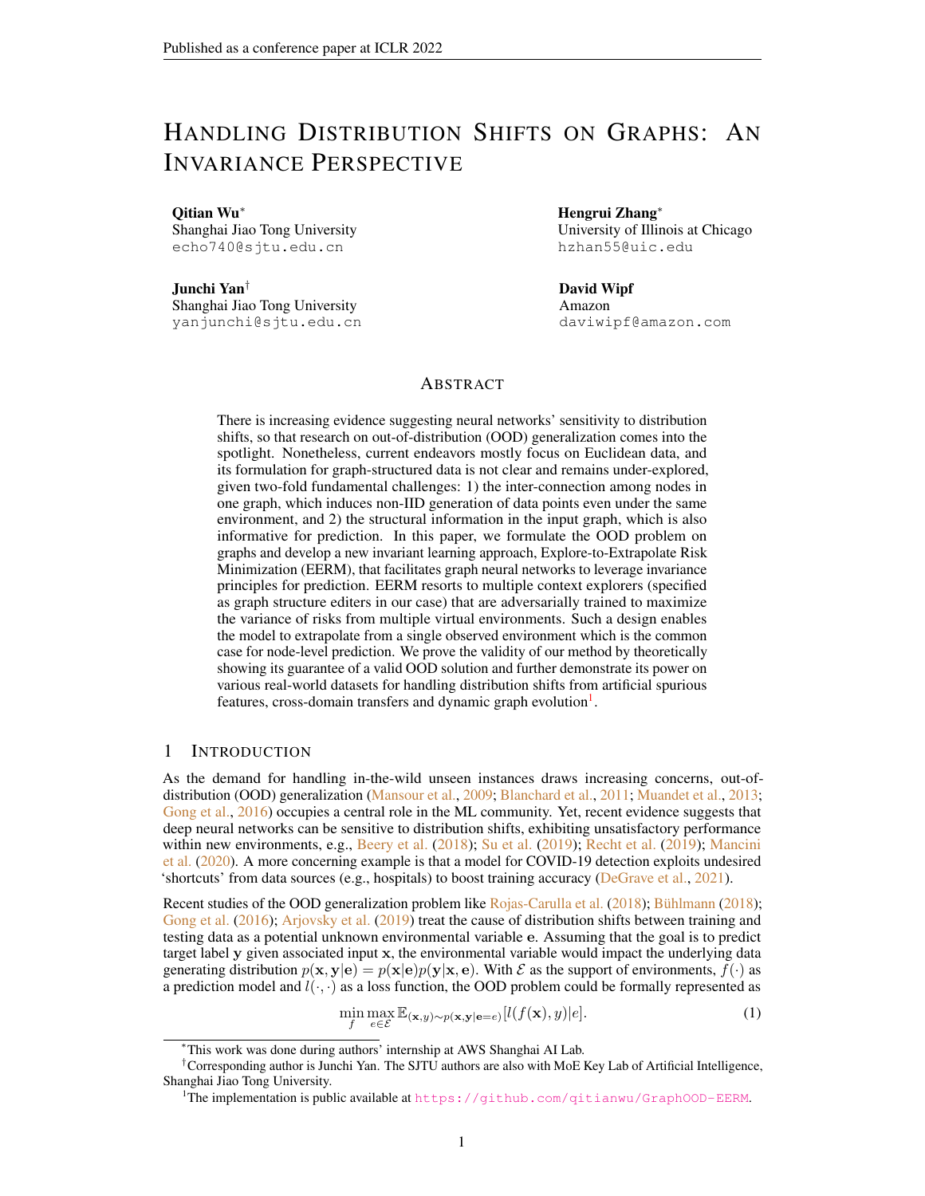# Handling Distribution Shifts on Graphs: An Invariance Perspective

**Qitian Wu**[*]
Shanghai Jiao Tong University
echo740@sjtu.edu.cn

**Hengrui Zhang**[*]
University of Illinois at Chicago
hzhan55@uic.edu

**Junchi Yan**[†]
Shanghai Jiao Tong University
yanjunchi@sjtu.edu.cn

**David Wipf**
Amazon
daviwipf@amazon.com

## Abstract

There is increasing evidence suggesting neural networks' sensitivity to distribution shifts, so that research on out-of-distribution (OOD) generalization comes into the spotlight. Nonetheless, current endeavors mostly focus on Euclidean data, and its formulation for graph-structured data is not clear and remains under-explored, given two-fold fundamental challenges: 1) the inter-connection among nodes in one graph, which induces non-IID generation of data points even under the same environment, and 2) the structural information in the input graph, which is also informative for prediction. In this paper, we formulate the OOD problem on graphs and develop a new invariant learning approach, Explore-to-Extrapolate Risk Minimization (EERM), that facilitates graph neural networks to leverage invariance principles for prediction. EERM resorts to multiple context explorers (specified as graph structure editers in our case) that are adversarially trained to maximize the variance of risks from multiple virtual environments. Such a design enables the model to extrapolate from a single observed environment which is the common case for node-level prediction. We prove the validity of our method by theoretically showing its guarantee of a valid OOD solution and further demonstrate its power on various real-world datasets for handling distribution shifts from artificial spurious features, cross-domain transfers and dynamic graph evolution[1].

## 1 Introduction

As the demand for handling in-the-wild unseen instances draws increasing concerns, out-of-distribution (OOD) generalization (Mansour et al., 2009; Blanchard et al., 2011; Muandet et al., 2013; Gong et al., 2016) occupies a central role in the ML community. Yet, recent evidence suggests that deep neural networks can be sensitive to distribution shifts, exhibiting unsatisfactory performance within new environments, e.g., Beery et al. (2018); Su et al. (2019); Recht et al. (2019); Mancini et al. (2020). A more concerning example is that a model for COVID-19 detection exploits undesired 'shortcuts' from data sources (e.g., hospitals) to boost training accuracy (DeGrave et al., 2021).

Recent studies of the OOD generalization problem like Rojas-Carulla et al. (2018); Bühlmann (2018); Gong et al. (2016); Arjovsky et al. (2019) treat the cause of distribution shifts between training and testing data as a potential unknown environmental variable $\mathbf{e}$. Assuming that the goal is to predict target label $\mathbf{y}$ given associated input $\mathbf{x}$, the environmental variable would impact the underlying data generating distribution $p(\mathbf{x}, \mathbf{y}|\mathbf{e}) = p(\mathbf{x}|\mathbf{e})p(\mathbf{y}|\mathbf{x}, \mathbf{e})$. With $\mathcal{E}$ as the support of environments, $f(\cdot)$ as a prediction model and $l(\cdot, \cdot)$ as a loss function, the OOD problem could be formally represented as

$$\min_{f} \max_{e \in \mathcal{E}} \mathbb{E}_{(\mathbf{x},y)\sim p(\mathbf{x},\mathbf{y}|\mathbf{e}=e)}[l(f(\mathbf{x}), y)|e]. \tag{1}$$

[*]This work was done during authors' internship at AWS Shanghai AI Lab.

[†]Corresponding author is Junchi Yan. The SJTU authors are also with MoE Key Lab of Artificial Intelligence, Shanghai Jiao Tong University.

[1]The implementation is public available at https://github.com/qitianwu/GraphOOD-EERM.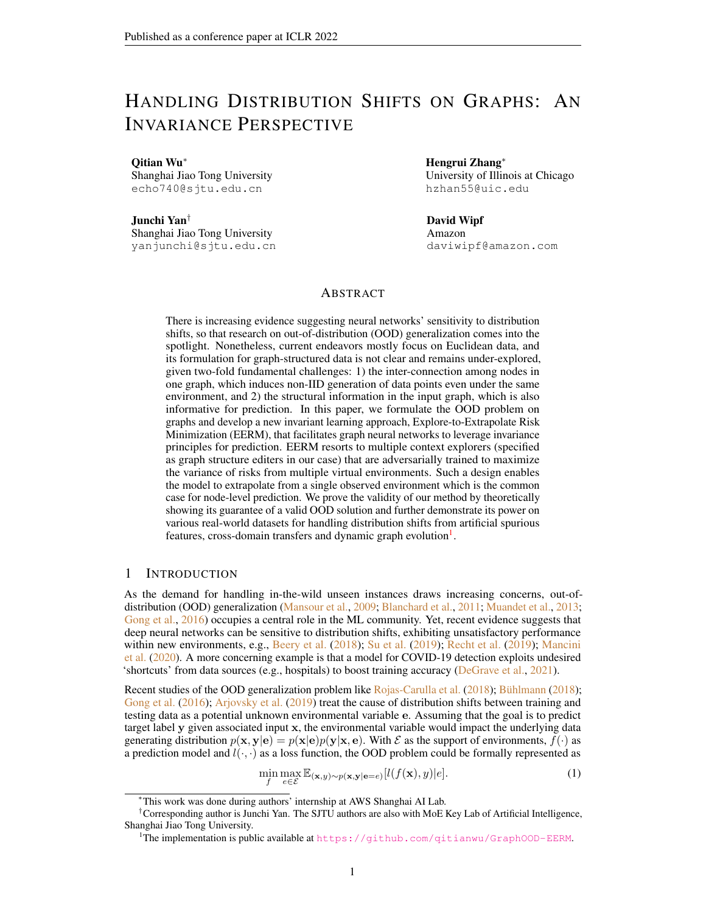# Handling Distribution Shifts on Graphs: An Invariance Perspective

**Qitian Wu**\*  
Shanghai Jiao Tong University  
echo740@sjtu.edu.cn

**Hengrui Zhang**\*  
University of Illinois at Chicago  
hzhan55@uic.edu

**Junchi Yan**†  
Shanghai Jiao Tong University  
yanjunchi@sjtu.edu.cn

**David Wipf**  
Amazon  
daviwipf@amazon.com

## Abstract

There is increasing evidence suggesting neural networks' sensitivity to distribution shifts, so that research on out-of-distribution (OOD) generalization comes into the spotlight. Nonetheless, current endeavors mostly focus on Euclidean data, and its formulation for graph-structured data is not clear and remains under-explored, given two-fold fundamental challenges: 1) the inter-connection among nodes in one graph, which induces non-IID generation of data points even under the same environment, and 2) the structural information in the input graph, which is also informative for prediction. In this paper, we formulate the OOD problem on graphs and develop a new invariant learning approach, Explore-to-Extrapolate Risk Minimization (EERM), that facilitates graph neural networks to leverage invariance principles for prediction. EERM resorts to multiple context explorers (specified as graph structure editers in our case) that are adversarially trained to maximize the variance of risks from multiple virtual environments. Such a design enables the model to extrapolate from a single observed environment which is the common case for node-level prediction. We prove the validity of our method by theoretically showing its guarantee of a valid OOD solution and further demonstrate its power on various real-world datasets for handling distribution shifts from artificial spurious features, cross-domain transfers and dynamic graph evolution[1].

## 1 Introduction

As the demand for handling in-the-wild unseen instances draws increasing concerns, out-of-distribution (OOD) generalization (Mansour et al., 2009; Blanchard et al., 2011; Muandet et al., 2013; Gong et al., 2016) occupies a central role in the ML community. Yet, recent evidence suggests that deep neural networks can be sensitive to distribution shifts, exhibiting unsatisfactory performance within new environments, e.g., Beery et al. (2018); Su et al. (2019); Recht et al. (2019); Mancini et al. (2020). A more concerning example is that a model for COVID-19 detection exploits undesired 'shortcuts' from data sources (e.g., hospitals) to boost training accuracy (DeGrave et al., 2021).

Recent studies of the OOD generalization problem like Rojas-Carulla et al. (2018); Bühlmann (2018); Gong et al. (2016); Arjovsky et al. (2019) treat the cause of distribution shifts between training and testing data as a potential unknown environmental variable $\mathbf{e}$. Assuming that the goal is to predict target label $\mathbf{y}$ given associated input $\mathbf{x}$, the environmental variable would impact the underlying data generating distribution $p(\mathbf{x}, \mathbf{y}|\mathbf{e}) = p(\mathbf{x}|\mathbf{e})p(\mathbf{y}|\mathbf{x}, \mathbf{e})$. With $\mathcal{E}$ as the support of environments, $f(\cdot)$ as a prediction model and $l(\cdot, \cdot)$ as a loss function, the OOD problem could be formally represented as

$$\min_f \max_{e \in \mathcal{E}} \mathbb{E}_{(\mathbf{x}, y) \sim p(\mathbf{x}, \mathbf{y}|\mathbf{e}=e)}[l(f(\mathbf{x}), y)|e]. \tag{1}$$

\*This work was done during authors' internship at AWS Shanghai AI Lab.

†Corresponding author is Junchi Yan. The SJTU authors are also with MoE Key Lab of Artificial Intelligence, Shanghai Jiao Tong University.

[1]The implementation is public available at https://github.com/qitianwu/GraphOOD-EERM.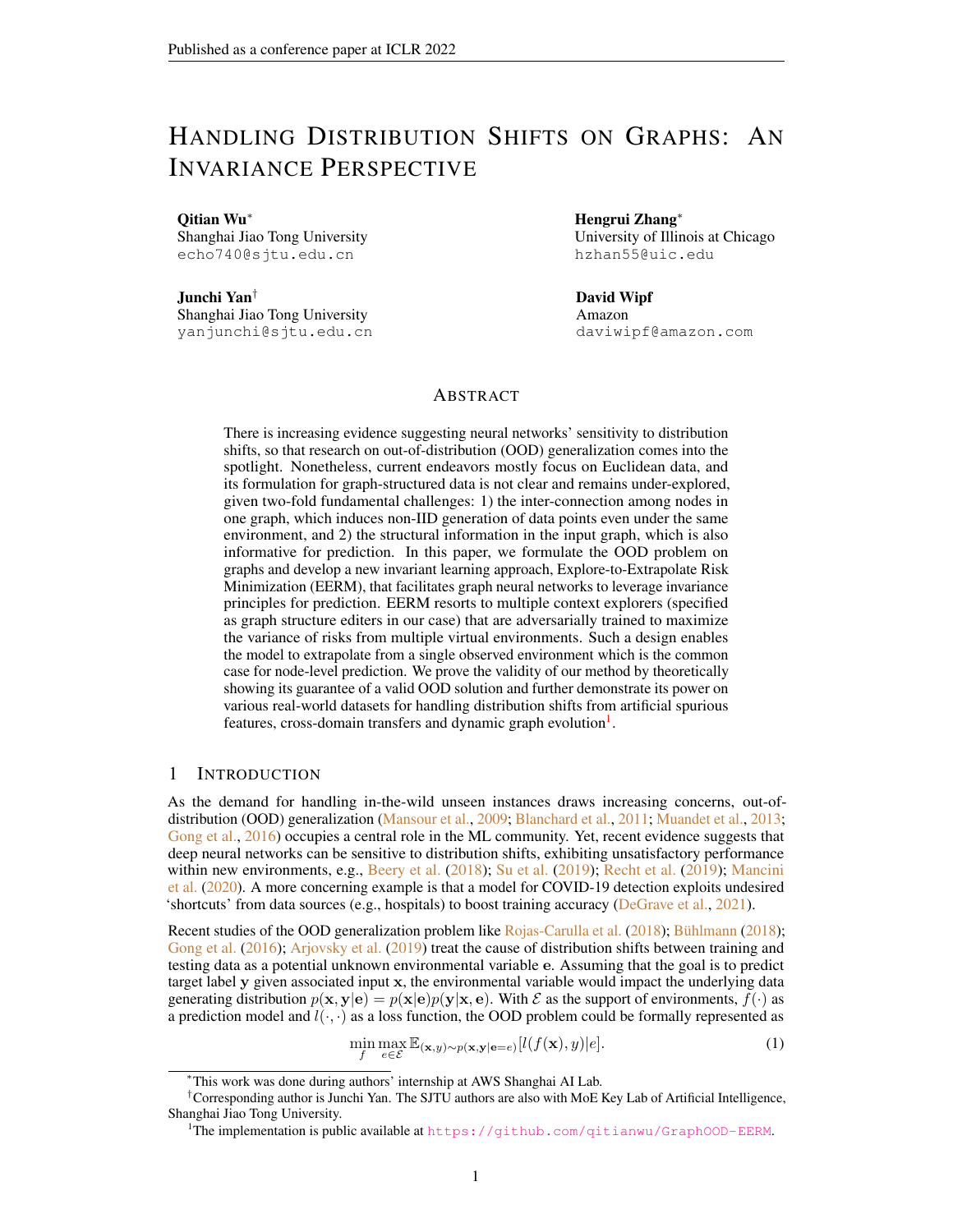# Handling Distribution Shifts on Graphs: An Invariance Perspective

**Qitian Wu**[*]
Shanghai Jiao Tong University
echo740@sjtu.edu.cn

**Hengrui Zhang**[*]
University of Illinois at Chicago
hzhan55@uic.edu

**Junchi Yan**[†]
Shanghai Jiao Tong University
yanjunchi@sjtu.edu.cn

**David Wipf**
Amazon
daviwipf@amazon.com

## Abstract

There is increasing evidence suggesting neural networks' sensitivity to distribution shifts, so that research on out-of-distribution (OOD) generalization comes into the spotlight. Nonetheless, current endeavors mostly focus on Euclidean data, and its formulation for graph-structured data is not clear and remains under-explored, given two-fold fundamental challenges: 1) the inter-connection among nodes in one graph, which induces non-IID generation of data points even under the same environment, and 2) the structural information in the input graph, which is also informative for prediction. In this paper, we formulate the OOD problem on graphs and develop a new invariant learning approach, Explore-to-Extrapolate Risk Minimization (EERM), that facilitates graph neural networks to leverage invariance principles for prediction. EERM resorts to multiple context explorers (specified as graph structure editers in our case) that are adversarially trained to maximize the variance of risks from multiple virtual environments. Such a design enables the model to extrapolate from a single observed environment which is the common case for node-level prediction. We prove the validity of our method by theoretically showing its guarantee of a valid OOD solution and further demonstrate its power on various real-world datasets for handling distribution shifts from artificial spurious features, cross-domain transfers and dynamic graph evolution[1].

## 1 Introduction

As the demand for handling in-the-wild unseen instances draws increasing concerns, out-of-distribution (OOD) generalization (Mansour et al., 2009; Blanchard et al., 2011; Muandet et al., 2013; Gong et al., 2016) occupies a central role in the ML community. Yet, recent evidence suggests that deep neural networks can be sensitive to distribution shifts, exhibiting unsatisfactory performance within new environments, e.g., Beery et al. (2018); Su et al. (2019); Recht et al. (2019); Mancini et al. (2020). A more concerning example is that a model for COVID-19 detection exploits undesired 'shortcuts' from data sources (e.g., hospitals) to boost training accuracy (DeGrave et al., 2021).

Recent studies of the OOD generalization problem like Rojas-Carulla et al. (2018); Bühlmann (2018); Gong et al. (2016); Arjovsky et al. (2019) treat the cause of distribution shifts between training and testing data as a potential unknown environmental variable $\mathbf{e}$. Assuming that the goal is to predict target label $\mathbf{y}$ given associated input $\mathbf{x}$, the environmental variable would impact the underlying data generating distribution $p(\mathbf{x}, \mathbf{y}|\mathbf{e}) = p(\mathbf{x}|\mathbf{e})p(\mathbf{y}|\mathbf{x}, \mathbf{e})$. With $\mathcal{E}$ as the support of environments, $f(\cdot)$ as a prediction model and $l(\cdot, \cdot)$ as a loss function, the OOD problem could be formally represented as

$$\min_f \max_{e \in \mathcal{E}} \mathbb{E}_{(\mathbf{x},y)\sim p(\mathbf{x},\mathbf{y}|\mathbf{e}=e)}[l(f(\mathbf{x}), y)|e]. \tag{1}$$

[*] This work was done during authors' internship at AWS Shanghai AI Lab.

[†] Corresponding author is Junchi Yan. The SJTU authors are also with MoE Key Lab of Artificial Intelligence, Shanghai Jiao Tong University.

[1] The implementation is public available at https://github.com/qitianwu/GraphOOD-EERM.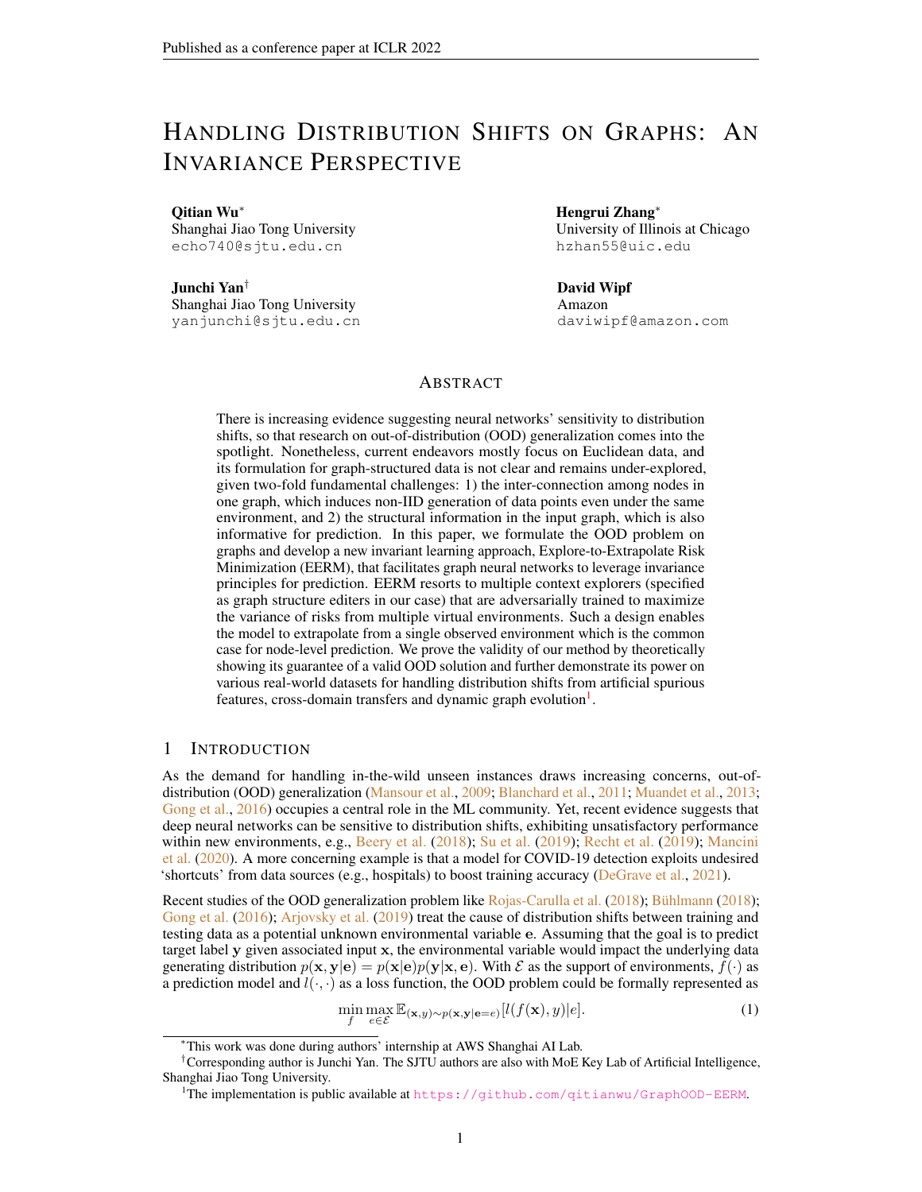# Handling Distribution Shifts on Graphs: An Invariance Perspective

**Qitian Wu***  
Shanghai Jiao Tong University  
echo740@sjtu.edu.cn

**Hengrui Zhang***  
University of Illinois at Chicago  
hzhan55@uic.edu

**Junchi Yan†**  
Shanghai Jiao Tong University  
yanjunchi@sjtu.edu.cn

**David Wipf**  
Amazon  
daviwipf@amazon.com

## Abstract

There is increasing evidence suggesting neural networks' sensitivity to distribution shifts, so that research on out-of-distribution (OOD) generalization comes into the spotlight. Nonetheless, current endeavors mostly focus on Euclidean data, and its formulation for graph-structured data is not clear and remains under-explored, given two-fold fundamental challenges: 1) the inter-connection among nodes in one graph, which induces non-IID generation of data points even under the same environment, and 2) the structural information in the input graph, which is also informative for prediction. In this paper, we formulate the OOD problem on graphs and develop a new invariant learning approach, Explore-to-Extrapolate Risk Minimization (EERM), that facilitates graph neural networks to leverage invariance principles for prediction. EERM resorts to multiple context explorers (specified as graph structure editers in our case) that are adversarially trained to maximize the variance of risks from multiple virtual environments. Such a design enables the model to extrapolate from a single observed environment which is the common case for node-level prediction. We prove the validity of our method by theoretically showing its guarantee of a valid OOD solution and further demonstrate its power on various real-world datasets for handling distribution shifts from artificial spurious features, cross-domain transfers and dynamic graph evolution[1].

## 1 Introduction

As the demand for handling in-the-wild unseen instances draws increasing concerns, out-of-distribution (OOD) generalization (Mansour et al., 2009; Blanchard et al., 2011; Muandet et al., 2013; Gong et al., 2016) occupies a central role in the ML community. Yet, recent evidence suggests that deep neural networks can be sensitive to distribution shifts, exhibiting unsatisfactory performance within new environments, e.g., Beery et al. (2018); Su et al. (2019); Recht et al. (2019); Mancini et al. (2020). A more concerning example is that a model for COVID-19 detection exploits undesired 'shortcuts' from data sources (e.g., hospitals) to boost training accuracy (DeGrave et al., 2021).

Recent studies of the OOD generalization problem like Rojas-Carulla et al. (2018); Bühlmann (2018); Gong et al. (2016); Arjovsky et al. (2019) treat the cause of distribution shifts between training and testing data as a potential unknown environmental variable $\mathbf{e}$. Assuming that the goal is to predict target label $\mathbf{y}$ given associated input $\mathbf{x}$, the environmental variable would impact the underlying data generating distribution $p(\mathbf{x}, \mathbf{y}|\mathbf{e}) = p(\mathbf{x}|\mathbf{e})p(\mathbf{y}|\mathbf{x}, \mathbf{e})$. With $\mathcal{E}$ as the support of environments, $f(\cdot)$ as a prediction model and $l(\cdot, \cdot)$ as a loss function, the OOD problem could be formally represented as

$$\min_{f} \max_{e \in \mathcal{E}} \mathbb{E}_{(\mathbf{x},y)\sim p(\mathbf{x},\mathbf{y}|\mathbf{e}=e)}[l(f(\mathbf{x}), y)|e]. \tag{1}$$

*This work was done during authors' internship at AWS Shanghai AI Lab.

†Corresponding author is Junchi Yan. The SJTU authors are also with MoE Key Lab of Artificial Intelligence, Shanghai Jiao Tong University.

[1] The implementation is public available at https://github.com/qitianwu/GraphOOD-EERM.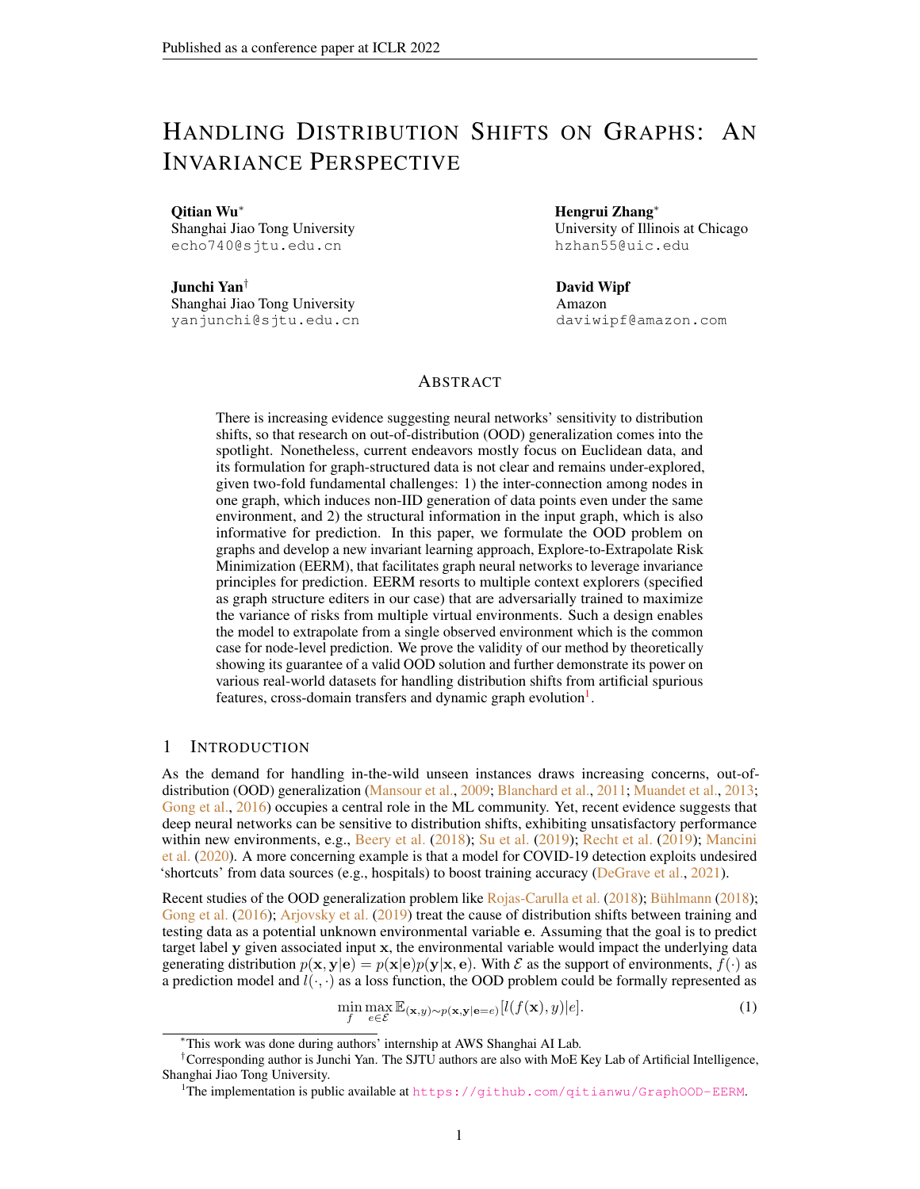# Handling Distribution Shifts on Graphs: An Invariance Perspective

**Qitian Wu***
Shanghai Jiao Tong University
echo740@sjtu.edu.cn

**Hengrui Zhang***
University of Illinois at Chicago
hzhan55@uic.edu

**Junchi Yan**†
Shanghai Jiao Tong University
yanjunchi@sjtu.edu.cn

**David Wipf**
Amazon
daviwipf@amazon.com

## Abstract

There is increasing evidence suggesting neural networks' sensitivity to distribution shifts, so that research on out-of-distribution (OOD) generalization comes into the spotlight. Nonetheless, current endeavors mostly focus on Euclidean data, and its formulation for graph-structured data is not clear and remains under-explored, given two-fold fundamental challenges: 1) the inter-connection among nodes in one graph, which induces non-IID generation of data points even under the same environment, and 2) the structural information in the input graph, which is also informative for prediction. In this paper, we formulate the OOD problem on graphs and develop a new invariant learning approach, Explore-to-Extrapolate Risk Minimization (EERM), that facilitates graph neural networks to leverage invariance principles for prediction. EERM resorts to multiple context explorers (specified as graph structure editers in our case) that are adversarially trained to maximize the variance of risks from multiple virtual environments. Such a design enables the model to extrapolate from a single observed environment which is the common case for node-level prediction. We prove the validity of our method by theoretically showing its guarantee of a valid OOD solution and further demonstrate its power on various real-world datasets for handling distribution shifts from artificial spurious features, cross-domain transfers and dynamic graph evolution[1].

## 1 Introduction

As the demand for handling in-the-wild unseen instances draws increasing concerns, out-of-distribution (OOD) generalization (Mansour et al., 2009; Blanchard et al., 2011; Muandet et al., 2013; Gong et al., 2016) occupies a central role in the ML community. Yet, recent evidence suggests that deep neural networks can be sensitive to distribution shifts, exhibiting unsatisfactory performance within new environments, e.g., Beery et al. (2018); Su et al. (2019); Recht et al. (2019); Mancini et al. (2020). A more concerning example is that a model for COVID-19 detection exploits undesired 'shortcuts' from data sources (e.g., hospitals) to boost training accuracy (DeGrave et al., 2021).

Recent studies of the OOD generalization problem like Rojas-Carulla et al. (2018); Bühlmann (2018); Gong et al. (2016); Arjovsky et al. (2019) treat the cause of distribution shifts between training and testing data as a potential unknown environmental variable $\mathbf{e}$. Assuming that the goal is to predict target label $\mathbf{y}$ given associated input $\mathbf{x}$, the environmental variable would impact the underlying data generating distribution $p(\mathbf{x}, \mathbf{y}|\mathbf{e}) = p(\mathbf{x}|\mathbf{e})p(\mathbf{y}|\mathbf{x}, \mathbf{e})$. With $\mathcal{E}$ as the support of environments, $f(\cdot)$ as a prediction model and $l(\cdot, \cdot)$ as a loss function, the OOD problem could be formally represented as

$$\min_f \max_{e \in \mathcal{E}} \mathbb{E}_{(\mathbf{x},y)\sim p(\mathbf{x},\mathbf{y}|\mathbf{e}=e)}[l(f(\mathbf{x}), y)|e]. \tag{1}$$

*This work was done during authors' internship at AWS Shanghai AI Lab.

†Corresponding author is Junchi Yan. The SJTU authors are also with MoE Key Lab of Artificial Intelligence, Shanghai Jiao Tong University.

[1] The implementation is public available at https://github.com/qitianwu/GraphOOD-EERM.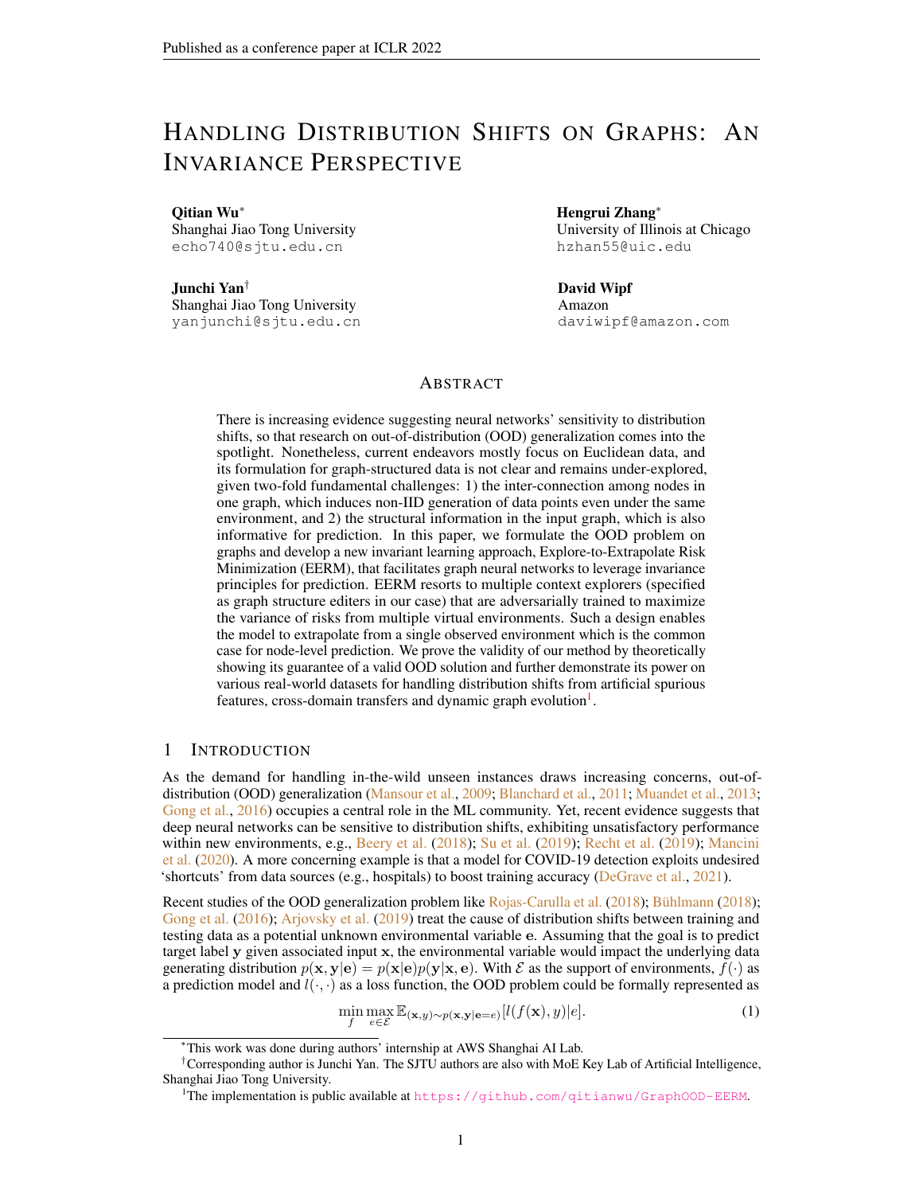# Handling Distribution Shifts on Graphs: An Invariance Perspective

**Qitian Wu***
Shanghai Jiao Tong University
echo740@sjtu.edu.cn

**Hengrui Zhang***
University of Illinois at Chicago
hzhan55@uic.edu

**Junchi Yan†**
Shanghai Jiao Tong University
yanjunchi@sjtu.edu.cn

**David Wipf**
Amazon
daviwipf@amazon.com

## Abstract

There is increasing evidence suggesting neural networks' sensitivity to distribution shifts, so that research on out-of-distribution (OOD) generalization comes into the spotlight. Nonetheless, current endeavors mostly focus on Euclidean data, and its formulation for graph-structured data is not clear and remains under-explored, given two-fold fundamental challenges: 1) the inter-connection among nodes in one graph, which induces non-IID generation of data points even under the same environment, and 2) the structural information in the input graph, which is also informative for prediction. In this paper, we formulate the OOD problem on graphs and develop a new invariant learning approach, Explore-to-Extrapolate Risk Minimization (EERM), that facilitates graph neural networks to leverage invariance principles for prediction. EERM resorts to multiple context explorers (specified as graph structure editers in our case) that are adversarially trained to maximize the variance of risks from multiple virtual environments. Such a design enables the model to extrapolate from a single observed environment which is the common case for node-level prediction. We prove the validity of our method by theoretically showing its guarantee of a valid OOD solution and further demonstrate its power on various real-world datasets for handling distribution shifts from artificial spurious features, cross-domain transfers and dynamic graph evolution[1].

## 1 Introduction

As the demand for handling in-the-wild unseen instances draws increasing concerns, out-of-distribution (OOD) generalization (Mansour et al., 2009; Blanchard et al., 2011; Muandet et al., 2013; Gong et al., 2016) occupies a central role in the ML community. Yet, recent evidence suggests that deep neural networks can be sensitive to distribution shifts, exhibiting unsatisfactory performance within new environments, e.g., Beery et al. (2018); Su et al. (2019); Recht et al. (2019); Mancini et al. (2020). A more concerning example is that a model for COVID-19 detection exploits undesired 'shortcuts' from data sources (e.g., hospitals) to boost training accuracy (DeGrave et al., 2021).

Recent studies of the OOD generalization problem like Rojas-Carulla et al. (2018); Bühlmann (2018); Gong et al. (2016); Arjovsky et al. (2019) treat the cause of distribution shifts between training and testing data as a potential unknown environmental variable $\mathbf{e}$. Assuming that the goal is to predict target label $\mathbf{y}$ given associated input $\mathbf{x}$, the environmental variable would impact the underlying data generating distribution $p(\mathbf{x}, \mathbf{y}|\mathbf{e}) = p(\mathbf{x}|\mathbf{e})p(\mathbf{y}|\mathbf{x}, \mathbf{e})$. With $\mathcal{E}$ as the support of environments, $f(\cdot)$ as a prediction model and $l(\cdot, \cdot)$ as a loss function, the OOD problem could be formally represented as

$$\min_f \max_{e \in \mathcal{E}} \mathbb{E}_{(\mathbf{x},y)\sim p(\mathbf{x},\mathbf{y}|\mathbf{e}=e)}[l(f(\mathbf{x}), y)|e]. \tag{1}$$

*This work was done during authors' internship at AWS Shanghai AI Lab.

†Corresponding author is Junchi Yan. The SJTU authors are also with MoE Key Lab of Artificial Intelligence, Shanghai Jiao Tong University.

[1] The implementation is public available at https://github.com/qitianwu/GraphOOD-EERM.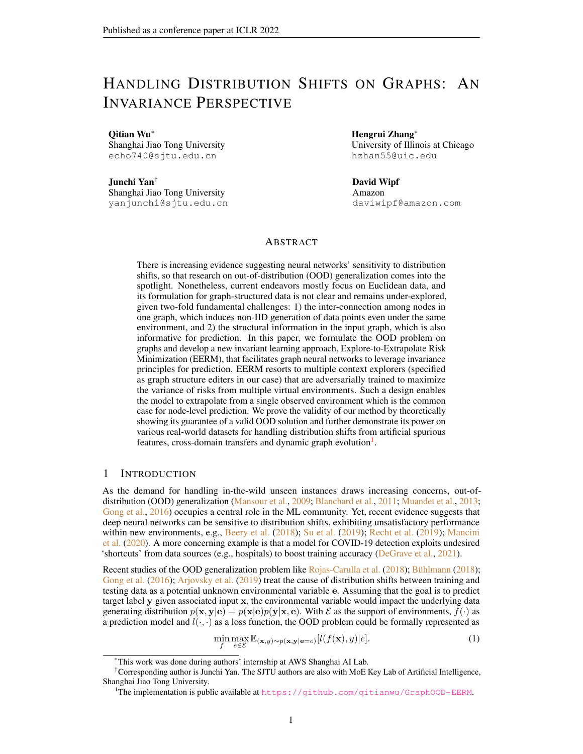# Handling Distribution Shifts on Graphs: An Invariance Perspective

**Qitian Wu**[*]
Shanghai Jiao Tong University
echo740@sjtu.edu.cn

**Hengrui Zhang**[*]
University of Illinois at Chicago
hzhan55@uic.edu

**Junchi Yan**[†]
Shanghai Jiao Tong University
yanjunchi@sjtu.edu.cn

**David Wipf**
Amazon
daviwipf@amazon.com

## Abstract

There is increasing evidence suggesting neural networks' sensitivity to distribution shifts, so that research on out-of-distribution (OOD) generalization comes into the spotlight. Nonetheless, current endeavors mostly focus on Euclidean data, and its formulation for graph-structured data is not clear and remains under-explored, given two-fold fundamental challenges: 1) the inter-connection among nodes in one graph, which induces non-IID generation of data points even under the same environment, and 2) the structural information in the input graph, which is also informative for prediction. In this paper, we formulate the OOD problem on graphs and develop a new invariant learning approach, Explore-to-Extrapolate Risk Minimization (EERM), that facilitates graph neural networks to leverage invariance principles for prediction. EERM resorts to multiple context explorers (specified as graph structure editers in our case) that are adversarially trained to maximize the variance of risks from multiple virtual environments. Such a design enables the model to extrapolate from a single observed environment which is the common case for node-level prediction. We prove the validity of our method by theoretically showing its guarantee of a valid OOD solution and further demonstrate its power on various real-world datasets for handling distribution shifts from artificial spurious features, cross-domain transfers and dynamic graph evolution[1].

## 1 Introduction

As the demand for handling in-the-wild unseen instances draws increasing concerns, out-of-distribution (OOD) generalization (Mansour et al., 2009; Blanchard et al., 2011; Muandet et al., 2013; Gong et al., 2016) occupies a central role in the ML community. Yet, recent evidence suggests that deep neural networks can be sensitive to distribution shifts, exhibiting unsatisfactory performance within new environments, e.g., Beery et al. (2018); Su et al. (2019); Recht et al. (2019); Mancini et al. (2020). A more concerning example is that a model for COVID-19 detection exploits undesired 'shortcuts' from data sources (e.g., hospitals) to boost training accuracy (DeGrave et al., 2021).

Recent studies of the OOD generalization problem like Rojas-Carulla et al. (2018); Bühlmann (2018); Gong et al. (2016); Arjovsky et al. (2019) treat the cause of distribution shifts between training and testing data as a potential unknown environmental variable $\mathbf{e}$. Assuming that the goal is to predict target label $\mathbf{y}$ given associated input $\mathbf{x}$, the environmental variable would impact the underlying data generating distribution $p(\mathbf{x}, \mathbf{y}|\mathbf{e}) = p(\mathbf{x}|\mathbf{e})p(\mathbf{y}|\mathbf{x}, \mathbf{e})$. With $\mathcal{E}$ as the support of environments, $f(\cdot)$ as a prediction model and $l(\cdot, \cdot)$ as a loss function, the OOD problem could be formally represented as

$$\min_{f} \max_{e \in \mathcal{E}} \mathbb{E}_{(\mathbf{x}, y) \sim p(\mathbf{x}, \mathbf{y}|\mathbf{e}=e)}[l(f(\mathbf{x}), y)|e]. \tag{1}$$

---

[*] This work was done during authors' internship at AWS Shanghai AI Lab.

[†] Corresponding author is Junchi Yan. The SJTU authors are also with MoE Key Lab of Artificial Intelligence, Shanghai Jiao Tong University.

[1] The implementation is public available at https://github.com/qitianwu/GraphOOD-EERM.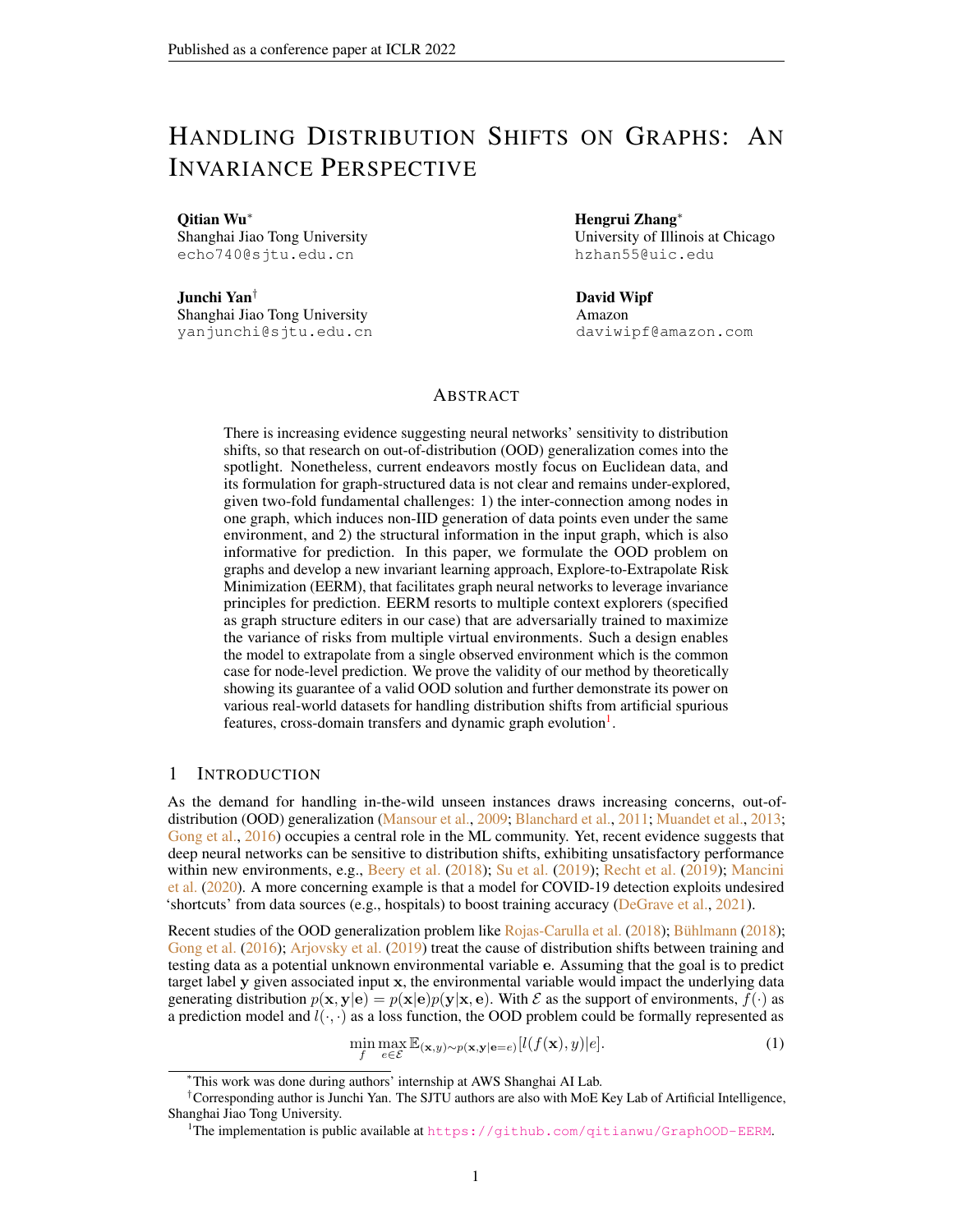# Handling Distribution Shifts on Graphs: An Invariance Perspective

**Qitian Wu***
Shanghai Jiao Tong University
echo740@sjtu.edu.cn

**Hengrui Zhang***
University of Illinois at Chicago
hzhan55@uic.edu

**Junchi Yan**†
Shanghai Jiao Tong University
yanjunchi@sjtu.edu.cn

**David Wipf**
Amazon
daviwipf@amazon.com

## Abstract

There is increasing evidence suggesting neural networks' sensitivity to distribution shifts, so that research on out-of-distribution (OOD) generalization comes into the spotlight. Nonetheless, current endeavors mostly focus on Euclidean data, and its formulation for graph-structured data is not clear and remains under-explored, given two-fold fundamental challenges: 1) the inter-connection among nodes in one graph, which induces non-IID generation of data points even under the same environment, and 2) the structural information in the input graph, which is also informative for prediction. In this paper, we formulate the OOD problem on graphs and develop a new invariant learning approach, Explore-to-Extrapolate Risk Minimization (EERM), that facilitates graph neural networks to leverage invariance principles for prediction. EERM resorts to multiple context explorers (specified as graph structure editers in our case) that are adversarially trained to maximize the variance of risks from multiple virtual environments. Such a design enables the model to extrapolate from a single observed environment which is the common case for node-level prediction. We prove the validity of our method by theoretically showing its guarantee of a valid OOD solution and further demonstrate its power on various real-world datasets for handling distribution shifts from artificial spurious features, cross-domain transfers and dynamic graph evolution[1].

## 1 Introduction

As the demand for handling in-the-wild unseen instances draws increasing concerns, out-of-distribution (OOD) generalization (Mansour et al., 2009; Blanchard et al., 2011; Muandet et al., 2013; Gong et al., 2016) occupies a central role in the ML community. Yet, recent evidence suggests that deep neural networks can be sensitive to distribution shifts, exhibiting unsatisfactory performance within new environments, e.g., Beery et al. (2018); Su et al. (2019); Recht et al. (2019); Mancini et al. (2020). A more concerning example is that a model for COVID-19 detection exploits undesired 'shortcuts' from data sources (e.g., hospitals) to boost training accuracy (DeGrave et al., 2021).

Recent studies of the OOD generalization problem like Rojas-Carulla et al. (2018); Bühlmann (2018); Gong et al. (2016); Arjovsky et al. (2019) treat the cause of distribution shifts between training and testing data as a potential unknown environmental variable $\mathbf{e}$. Assuming that the goal is to predict target label $\mathbf{y}$ given associated input $\mathbf{x}$, the environmental variable would impact the underlying data generating distribution $p(\mathbf{x}, \mathbf{y}|\mathbf{e}) = p(\mathbf{x}|\mathbf{e})p(\mathbf{y}|\mathbf{x}, \mathbf{e})$. With $\mathcal{E}$ as the support of environments, $f(\cdot)$ as a prediction model and $l(\cdot, \cdot)$ as a loss function, the OOD problem could be formally represented as

$$\min_f \max_{e \in \mathcal{E}} \mathbb{E}_{(\mathbf{x}, y) \sim p(\mathbf{x}, \mathbf{y}|\mathbf{e}=e)}[l(f(\mathbf{x}), y)|e]. \quad (1)$$

*This work was done during authors' internship at AWS Shanghai AI Lab.

†Corresponding author is Junchi Yan. The SJTU authors are also with MoE Key Lab of Artificial Intelligence, Shanghai Jiao Tong University.

[1]The implementation is public available at https://github.com/qitianwu/GraphOOD-EERM.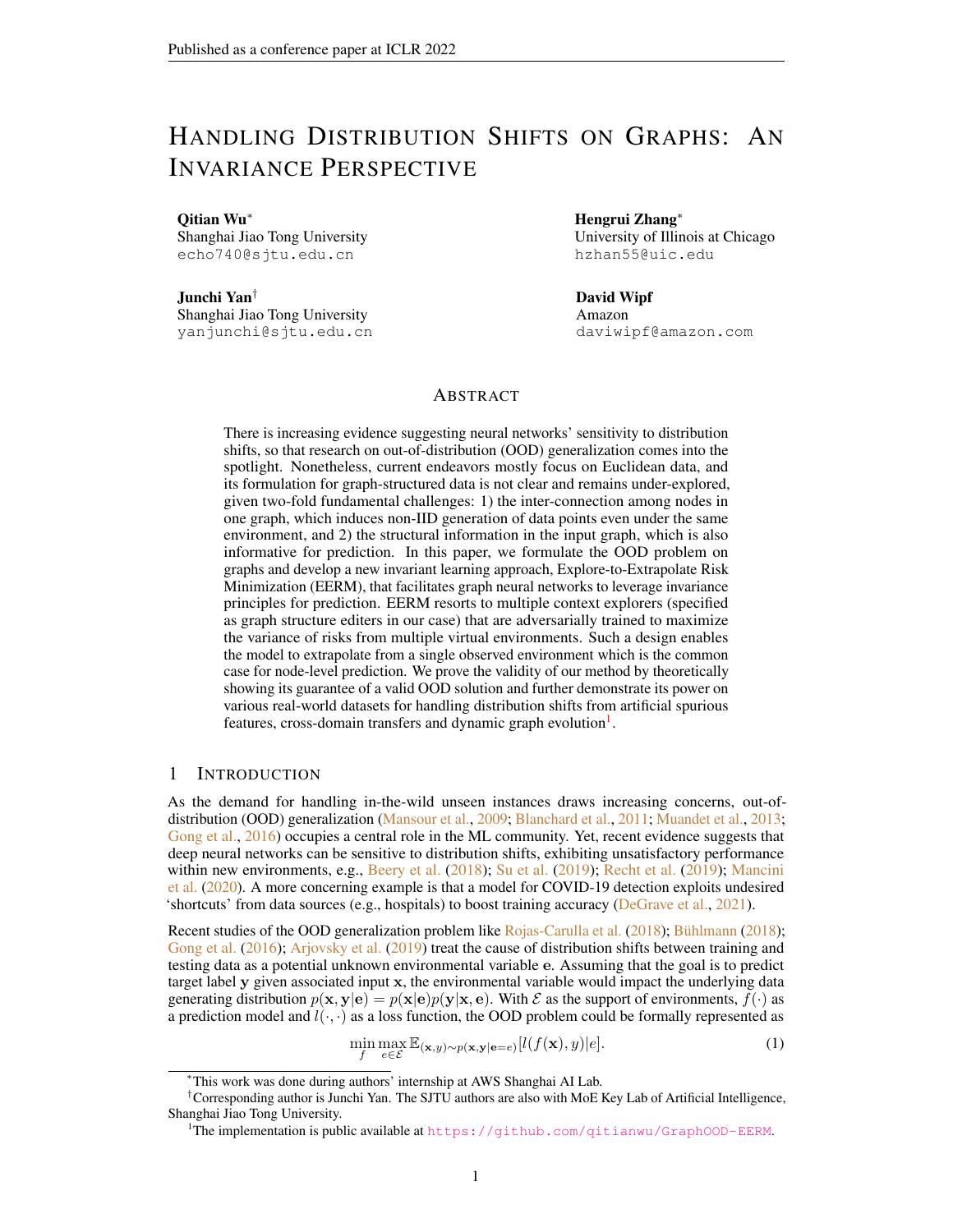# Handling Distribution Shifts on Graphs: An Invariance Perspective

**Qitian Wu**[*]
Shanghai Jiao Tong University
echo740@sjtu.edu.cn

**Hengrui Zhang**[*]
University of Illinois at Chicago
hzhan55@uic.edu

**Junchi Yan**[†]
Shanghai Jiao Tong University
yanjunchi@sjtu.edu.cn

**David Wipf**
Amazon
daviwipf@amazon.com

## Abstract

There is increasing evidence suggesting neural networks' sensitivity to distribution shifts, so that research on out-of-distribution (OOD) generalization comes into the spotlight. Nonetheless, current endeavors mostly focus on Euclidean data, and its formulation for graph-structured data is not clear and remains under-explored, given two-fold fundamental challenges: 1) the inter-connection among nodes in one graph, which induces non-IID generation of data points even under the same environment, and 2) the structural information in the input graph, which is also informative for prediction. In this paper, we formulate the OOD problem on graphs and develop a new invariant learning approach, Explore-to-Extrapolate Risk Minimization (EERM), that facilitates graph neural networks to leverage invariance principles for prediction. EERM resorts to multiple context explorers (specified as graph structure editers in our case) that are adversarially trained to maximize the variance of risks from multiple virtual environments. Such a design enables the model to extrapolate from a single observed environment which is the common case for node-level prediction. We prove the validity of our method by theoretically showing its guarantee of a valid OOD solution and further demonstrate its power on various real-world datasets for handling distribution shifts from artificial spurious features, cross-domain transfers and dynamic graph evolution[1].

## 1 Introduction

As the demand for handling in-the-wild unseen instances draws increasing concerns, out-of-distribution (OOD) generalization (Mansour et al., 2009; Blanchard et al., 2011; Muandet et al., 2013; Gong et al., 2016) occupies a central role in the ML community. Yet, recent evidence suggests that deep neural networks can be sensitive to distribution shifts, exhibiting unsatisfactory performance within new environments, e.g., Beery et al. (2018); Su et al. (2019); Recht et al. (2019); Mancini et al. (2020). A more concerning example is that a model for COVID-19 detection exploits undesired 'shortcuts' from data sources (e.g., hospitals) to boost training accuracy (DeGrave et al., 2021).

Recent studies of the OOD generalization problem like Rojas-Carulla et al. (2018); Bühlmann (2018); Gong et al. (2016); Arjovsky et al. (2019) treat the cause of distribution shifts between training and testing data as a potential unknown environmental variable $\mathbf{e}$. Assuming that the goal is to predict target label $\mathbf{y}$ given associated input $\mathbf{x}$, the environmental variable would impact the underlying data generating distribution $p(\mathbf{x}, \mathbf{y}|\mathbf{e}) = p(\mathbf{x}|\mathbf{e})p(\mathbf{y}|\mathbf{x}, \mathbf{e})$. With $\mathcal{E}$ as the support of environments, $f(\cdot)$ as a prediction model and $l(\cdot, \cdot)$ as a loss function, the OOD problem could be formally represented as

$$\min_{f} \max_{e \in \mathcal{E}} \mathbb{E}_{(\mathbf{x}, y) \sim p(\mathbf{x}, \mathbf{y}|\mathbf{e}=e)}[l(f(\mathbf{x}), y)|e]. \tag{1}$$

[*]This work was done during authors' internship at AWS Shanghai AI Lab.

[†]Corresponding author is Junchi Yan. The SJTU authors are also with MoE Key Lab of Artificial Intelligence, Shanghai Jiao Tong University.

[1]The implementation is public available at https://github.com/qitianwu/GraphOOD-EERM.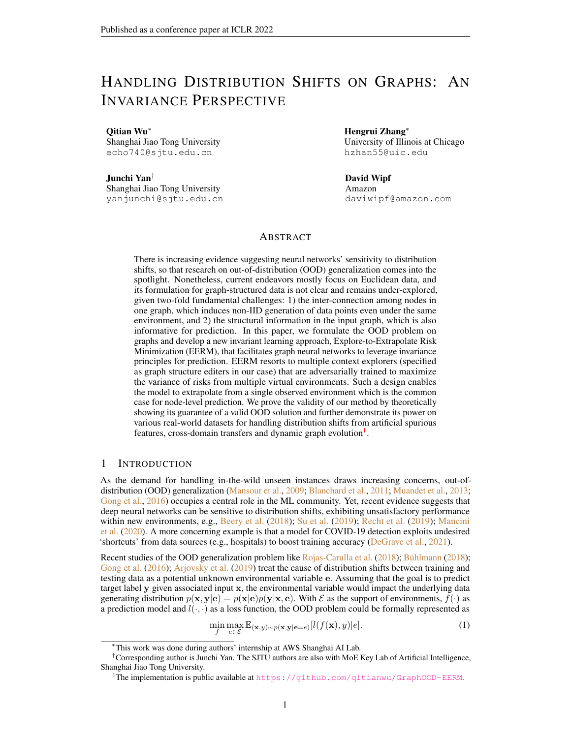# Handling Distribution Shifts on Graphs: An Invariance Perspective

**Qitian Wu**[*]
Shanghai Jiao Tong University
echo740@sjtu.edu.cn

**Hengrui Zhang**[*]
University of Illinois at Chicago
hzhan55@uic.edu

**Junchi Yan**[†]
Shanghai Jiao Tong University
yanjunchi@sjtu.edu.cn

**David Wipf**
Amazon
daviwipf@amazon.com

## Abstract

There is increasing evidence suggesting neural networks' sensitivity to distribution shifts, so that research on out-of-distribution (OOD) generalization comes into the spotlight. Nonetheless, current endeavors mostly focus on Euclidean data, and its formulation for graph-structured data is not clear and remains under-explored, given two-fold fundamental challenges: 1) the inter-connection among nodes in one graph, which induces non-IID generation of data points even under the same environment, and 2) the structural information in the input graph, which is also informative for prediction. In this paper, we formulate the OOD problem on graphs and develop a new invariant learning approach, Explore-to-Extrapolate Risk Minimization (EERM), that facilitates graph neural networks to leverage invariance principles for prediction. EERM resorts to multiple context explorers (specified as graph structure editers in our case) that are adversarially trained to maximize the variance of risks from multiple virtual environments. Such a design enables the model to extrapolate from a single observed environment which is the common case for node-level prediction. We prove the validity of our method by theoretically showing its guarantee of a valid OOD solution and further demonstrate its power on various real-world datasets for handling distribution shifts from artificial spurious features, cross-domain transfers and dynamic graph evolution[1].

## 1 Introduction

As the demand for handling in-the-wild unseen instances draws increasing concerns, out-of-distribution (OOD) generalization (Mansour et al., 2009; Blanchard et al., 2011; Muandet et al., 2013; Gong et al., 2016) occupies a central role in the ML community. Yet, recent evidence suggests that deep neural networks can be sensitive to distribution shifts, exhibiting unsatisfactory performance within new environments, e.g., Beery et al. (2018); Su et al. (2019); Recht et al. (2019); Mancini et al. (2020). A more concerning example is that a model for COVID-19 detection exploits undesired 'shortcuts' from data sources (e.g., hospitals) to boost training accuracy (DeGrave et al., 2021).

Recent studies of the OOD generalization problem like Rojas-Carulla et al. (2018); Bühlmann (2018); Gong et al. (2016); Arjovsky et al. (2019) treat the cause of distribution shifts between training and testing data as a potential unknown environmental variable $\mathbf{e}$. Assuming that the goal is to predict target label $\mathbf{y}$ given associated input $\mathbf{x}$, the environmental variable would impact the underlying data generating distribution $p(\mathbf{x}, \mathbf{y}|\mathbf{e}) = p(\mathbf{x}|\mathbf{e})p(\mathbf{y}|\mathbf{x}, \mathbf{e})$. With $\mathcal{E}$ as the support of environments, $f(\cdot)$ as a prediction model and $l(\cdot, \cdot)$ as a loss function, the OOD problem could be formally represented as

$$\min_f \max_{e \in \mathcal{E}} \mathbb{E}_{(\mathbf{x},y)\sim p(\mathbf{x},\mathbf{y}|\mathbf{e}=e)}[l(f(\mathbf{x}), y)|e]. \tag{1}$$

[*]This work was done during authors' internship at AWS Shanghai AI Lab.

[†]Corresponding author is Junchi Yan. The SJTU authors are also with MoE Key Lab of Artificial Intelligence, Shanghai Jiao Tong University.

[1]The implementation is public available at https://github.com/qitianwu/GraphOOD-EERM.